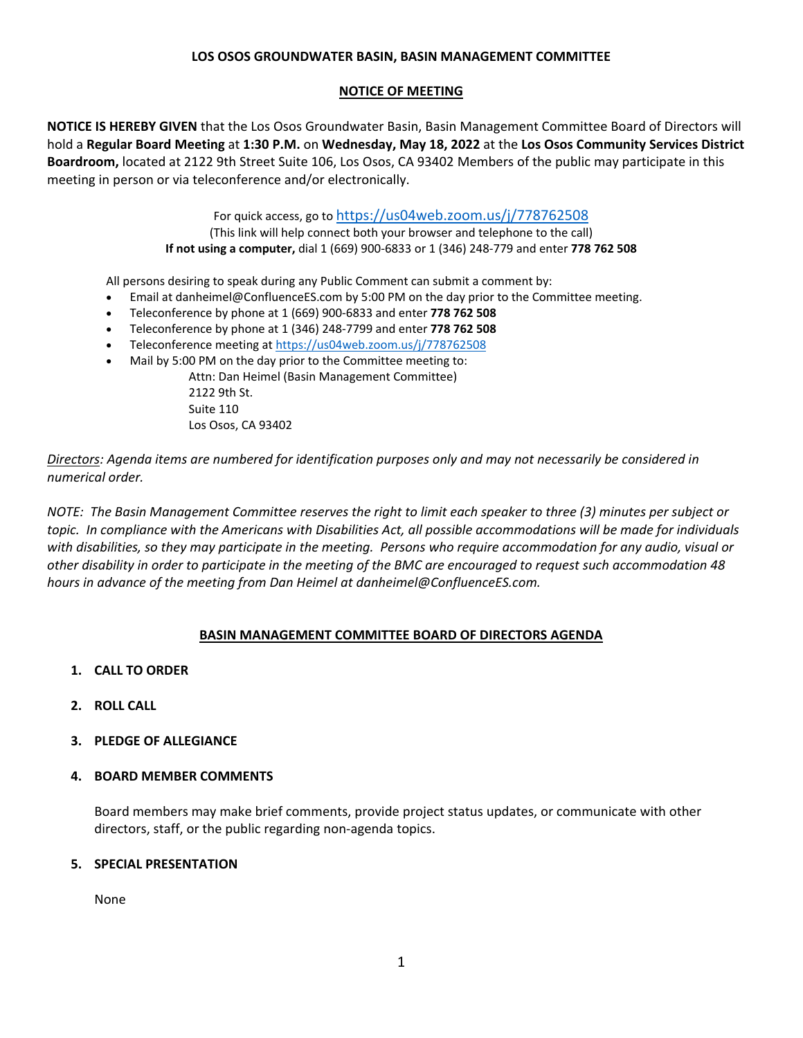**LOS OSOS GROUNDWATER BASIN, BASIN MANAGEMENT COMMITTEE**

**NOTICE OF MEETING**

**NOTICE IS HEREBY GIVEN** that the Los Osos Groundwater Basin, Basin Management Committee Board of Directors will hold a **Regular Board Meeting** at **1:30 P.M.** on **Wednesday, May 18, 2022** at the **Los Osos Community Services District Boardroom,** located at 2122 9th Street Suite 106, Los Osos, CA 93402 Members of the public may participate in this meeting in person or via teleconference and/or electronically.

For quick access, go to https://us04web.zoom.us/j/778762508
(This link will help connect both your browser and telephone to the call)
**If not using a computer,** dial 1 (669) 900-6833 or 1 (346) 248-779 and enter **778 762 508**

All persons desiring to speak during any Public Comment can submit a comment by:

- Email at danheimel@ConfluenceES.com by 5:00 PM on the day prior to the Committee meeting.
- Teleconference by phone at 1 (669) 900-6833 and enter **778 762 508**
- Teleconference by phone at 1 (346) 248-7799 and enter **778 762 508**
- Teleconference meeting at https://us04web.zoom.us/j/778762508
- Mail by 5:00 PM on the day prior to the Committee meeting to:
  Attn: Dan Heimel (Basin Management Committee)
  2122 9th St.
  Suite 110
  Los Osos, CA 93402

*Directors: Agenda items are numbered for identification purposes only and may not necessarily be considered in numerical order.*

*NOTE: The Basin Management Committee reserves the right to limit each speaker to three (3) minutes per subject or topic. In compliance with the Americans with Disabilities Act, all possible accommodations will be made for individuals with disabilities, so they may participate in the meeting. Persons who require accommodation for any audio, visual or other disability in order to participate in the meeting of the BMC are encouraged to request such accommodation 48 hours in advance of the meeting from Dan Heimel at danheimel@ConfluenceES.com.*

**BASIN MANAGEMENT COMMITTEE BOARD OF DIRECTORS AGENDA**

1. **CALL TO ORDER**

2. **ROLL CALL**

3. **PLEDGE OF ALLEGIANCE**

4. **BOARD MEMBER COMMENTS**

   Board members may make brief comments, provide project status updates, or communicate with other directors, staff, or the public regarding non-agenda topics.

5. **SPECIAL PRESENTATION**

   None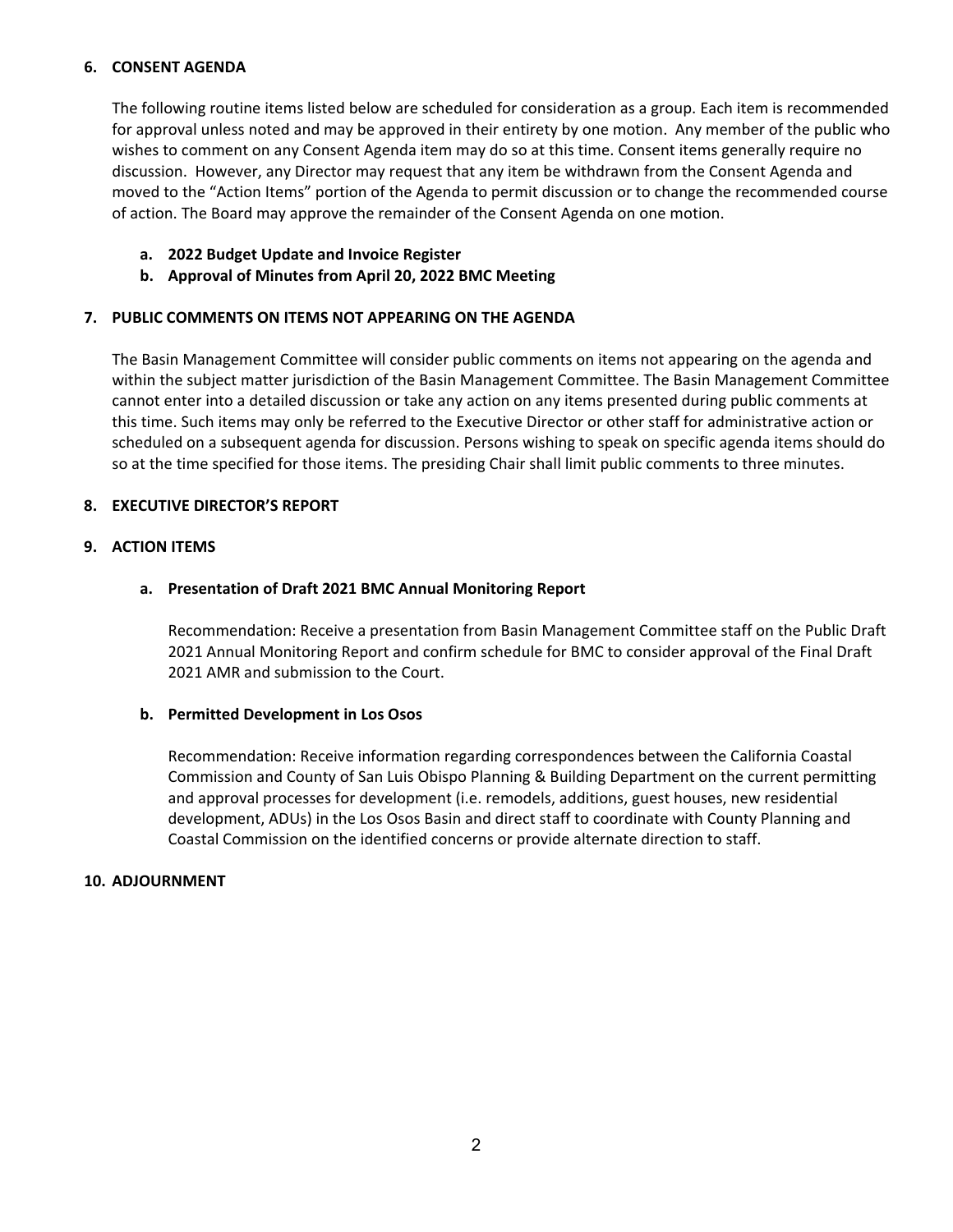**6. CONSENT AGENDA**

The following routine items listed below are scheduled for consideration as a group. Each item is recommended for approval unless noted and may be approved in their entirety by one motion. Any member of the public who wishes to comment on any Consent Agenda item may do so at this time. Consent items generally require no discussion. However, any Director may request that any item be withdrawn from the Consent Agenda and moved to the "Action Items" portion of the Agenda to permit discussion or to change the recommended course of action. The Board may approve the remainder of the Consent Agenda on one motion.

- **a. 2022 Budget Update and Invoice Register**
- **b. Approval of Minutes from April 20, 2022 BMC Meeting**

**7. PUBLIC COMMENTS ON ITEMS NOT APPEARING ON THE AGENDA**

The Basin Management Committee will consider public comments on items not appearing on the agenda and within the subject matter jurisdiction of the Basin Management Committee. The Basin Management Committee cannot enter into a detailed discussion or take any action on any items presented during public comments at this time. Such items may only be referred to the Executive Director or other staff for administrative action or scheduled on a subsequent agenda for discussion. Persons wishing to speak on specific agenda items should do so at the time specified for those items. The presiding Chair shall limit public comments to three minutes.

**8. EXECUTIVE DIRECTOR'S REPORT**

**9. ACTION ITEMS**

**a. Presentation of Draft 2021 BMC Annual Monitoring Report**

Recommendation: Receive a presentation from Basin Management Committee staff on the Public Draft 2021 Annual Monitoring Report and confirm schedule for BMC to consider approval of the Final Draft 2021 AMR and submission to the Court.

**b. Permitted Development in Los Osos**

Recommendation: Receive information regarding correspondences between the California Coastal Commission and County of San Luis Obispo Planning & Building Department on the current permitting and approval processes for development (i.e. remodels, additions, guest houses, new residential development, ADUs) in the Los Osos Basin and direct staff to coordinate with County Planning and Coastal Commission on the identified concerns or provide alternate direction to staff.

**10. ADJOURNMENT**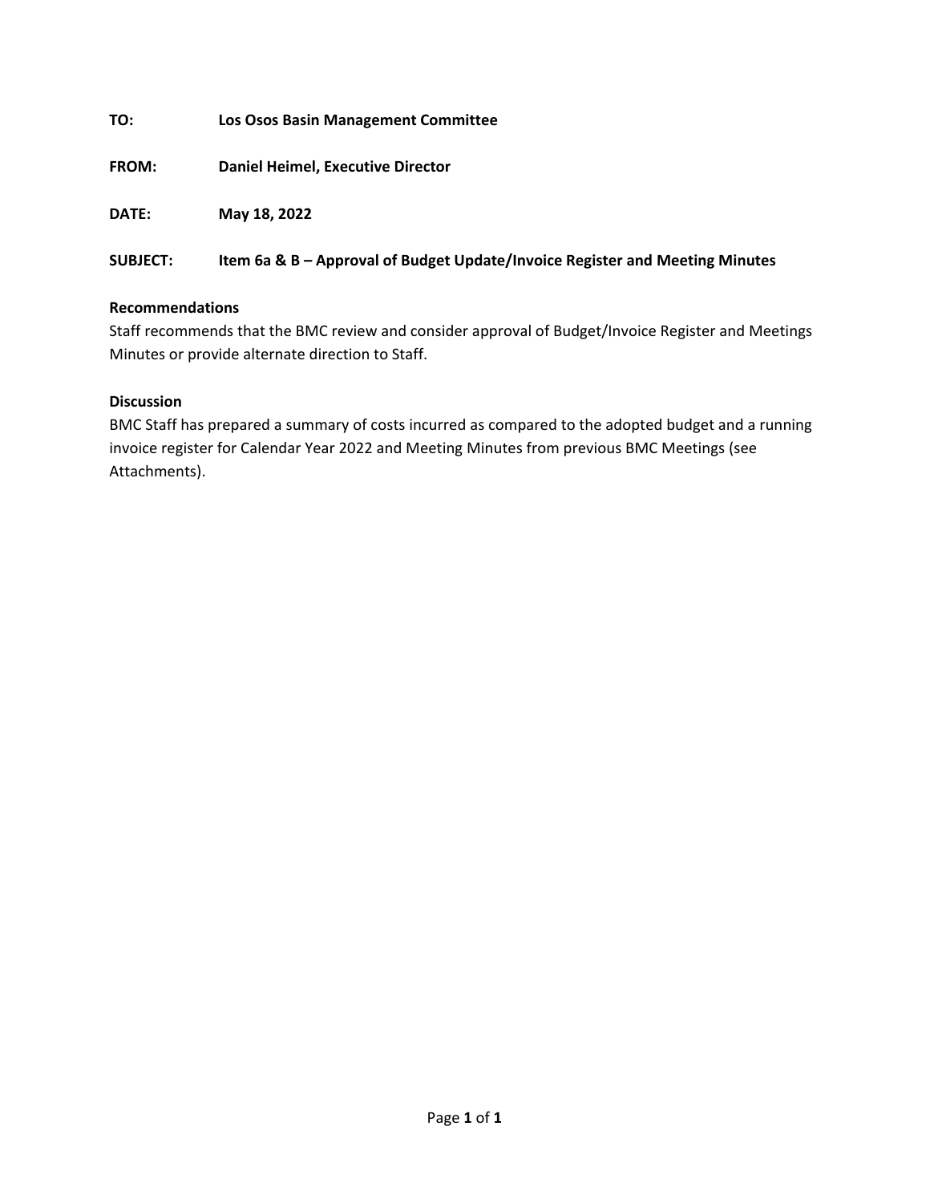**TO:** Los Osos Basin Management Committee

**FROM:** Daniel Heimel, Executive Director

**DATE:** May 18, 2022

**SUBJECT:** Item 6a & B – Approval of Budget Update/Invoice Register and Meeting Minutes

**Recommendations**

Staff recommends that the BMC review and consider approval of Budget/Invoice Register and Meetings Minutes or provide alternate direction to Staff.

**Discussion**

BMC Staff has prepared a summary of costs incurred as compared to the adopted budget and a running invoice register for Calendar Year 2022 and Meeting Minutes from previous BMC Meetings (see Attachments).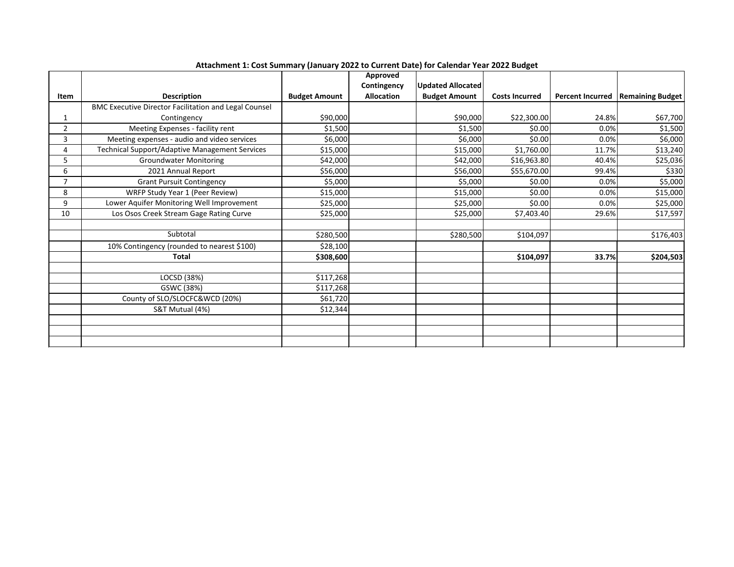**Attachment 1: Cost Summary (January 2022 to Current Date) for Calendar Year 2022 Budget**

| Item | Description | Budget Amount | Approved Contingency Allocation | Updated Allocated Budget Amount | Costs Incurred | Percent Incurred | Remaining Budget |
|---|---|---|---|---|---|---|---|
| 1 | BMC Executive Director Facilitation and Legal Counsel Contingency | $90,000 | | $90,000 | $22,300.00 | 24.8% | $67,700 |
| 2 | Meeting Expenses - facility rent | $1,500 | | $1,500 | $0.00 | 0.0% | $1,500 |
| 3 | Meeting expenses - audio and video services | $6,000 | | $6,000 | $0.00 | 0.0% | $6,000 |
| 4 | Technical Support/Adaptive Management Services | $15,000 | | $15,000 | $1,760.00 | 11.7% | $13,240 |
| 5 | Groundwater Monitoring | $42,000 | | $42,000 | $16,963.80 | 40.4% | $25,036 |
| 6 | 2021 Annual Report | $56,000 | | $56,000 | $55,670.00 | 99.4% | $330 |
| 7 | Grant Pursuit Contingency | $5,000 | | $5,000 | $0.00 | 0.0% | $5,000 |
| 8 | WRFP Study Year 1 (Peer Review) | $15,000 | | $15,000 | $0.00 | 0.0% | $15,000 |
| 9 | Lower Aquifer Monitoring Well Improvement | $25,000 | | $25,000 | $0.00 | 0.0% | $25,000 |
| 10 | Los Osos Creek Stream Gage Rating Curve | $25,000 | | $25,000 | $7,403.40 | 29.6% | $17,597 |
| | | | | | | | |
| | Subtotal | $280,500 | | $280,500 | $104,097 | | $176,403 |
| | 10% Contingency (rounded to nearest $100) | $28,100 | | | | | |
| | **Total** | **$308,600** | | | **$104,097** | **33.7%** | **$204,503** |
| | | | | | | | |
| | LOCSD (38%) | $117,268 | | | | | |
| | GSWC (38%) | $117,268 | | | | | |
| | County of SLO/SLOCFC&WCD (20%) | $61,720 | | | | | |
| | S&T Mutual (4%) | $12,344 | | | | | |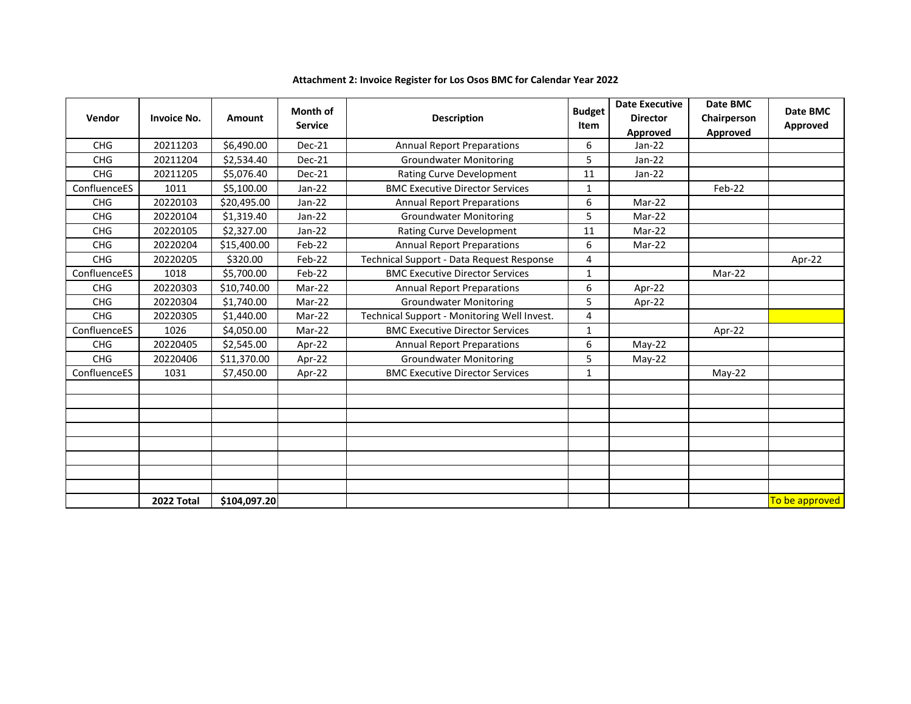**Attachment 2: Invoice Register for Los Osos BMC for Calendar Year 2022**

| Vendor | Invoice No. | Amount | Month of Service | Description | Budget Item | Date Executive Director Approved | Date BMC Chairperson Approved | Date BMC Approved |
|---|---|---|---|---|---|---|---|---|
| CHG | 20211203 | $6,490.00 | Dec-21 | Annual Report Preparations | 6 | Jan-22 | | |
| CHG | 20211204 | $2,534.40 | Dec-21 | Groundwater Monitoring | 5 | Jan-22 | | |
| CHG | 20211205 | $5,076.40 | Dec-21 | Rating Curve Development | 11 | Jan-22 | | |
| ConfluenceES | 1011 | $5,100.00 | Jan-22 | BMC Executive Director Services | 1 | | Feb-22 | |
| CHG | 20220103 | $20,495.00 | Jan-22 | Annual Report Preparations | 6 | Mar-22 | | |
| CHG | 20220104 | $1,319.40 | Jan-22 | Groundwater Monitoring | 5 | Mar-22 | | |
| CHG | 20220105 | $2,327.00 | Jan-22 | Rating Curve Development | 11 | Mar-22 | | |
| CHG | 20220204 | $15,400.00 | Feb-22 | Annual Report Preparations | 6 | Mar-22 | | |
| CHG | 20220205 | $320.00 | Feb-22 | Technical Support - Data Request Response | 4 | | | Apr-22 |
| ConfluenceES | 1018 | $5,700.00 | Feb-22 | BMC Executive Director Services | 1 | | Mar-22 | |
| CHG | 20220303 | $10,740.00 | Mar-22 | Annual Report Preparations | 6 | Apr-22 | | |
| CHG | 20220304 | $1,740.00 | Mar-22 | Groundwater Monitoring | 5 | Apr-22 | | |
| CHG | 20220305 | $1,440.00 | Mar-22 | Technical Support - Monitoring Well Invest. | 4 | | | |
| ConfluenceES | 1026 | $4,050.00 | Mar-22 | BMC Executive Director Services | 1 | | Apr-22 | |
| CHG | 20220405 | $2,545.00 | Apr-22 | Annual Report Preparations | 6 | May-22 | | |
| CHG | 20220406 | $11,370.00 | Apr-22 | Groundwater Monitoring | 5 | May-22 | | |
| ConfluenceES | 1031 | $7,450.00 | Apr-22 | BMC Executive Director Services | 1 | | May-22 | |
| | | | | | | | | |
| | | | | | | | | |
| | | | | | | | | |
| | | | | | | | | |
| | | | | | | | | |
| | | | | | | | | |
| | | | | | | | | |
| | | | | | | | | |
| | **2022 Total** | **$104,097.20** | | | | | | To be approved |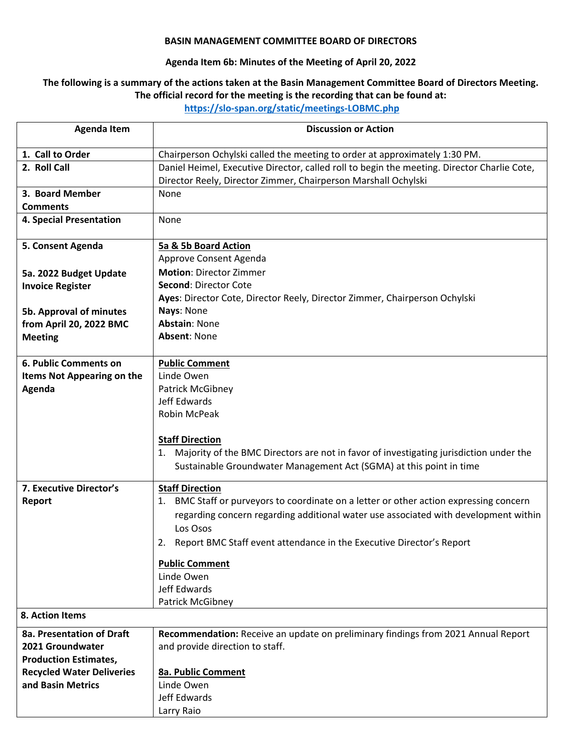**BASIN MANAGEMENT COMMITTEE BOARD OF DIRECTORS**

**Agenda Item 6b: Minutes of the Meeting of April 20, 2022**

**The following is a summary of the actions taken at the Basin Management Committee Board of Directors Meeting. The official record for the meeting is the recording that can be found at:**
**https://slo-span.org/static/meetings-LOBMC.php**

| Agenda Item | Discussion or Action |
|---|---|
| **1. Call to Order** | Chairperson Ochylski called the meeting to order at approximately 1:30 PM. |
| **2. Roll Call** | Daniel Heimel, Executive Director, called roll to begin the meeting. Director Charlie Cote, Director Reely, Director Zimmer, Chairperson Marshall Ochylski |
| **3. Board Member Comments** | None |
| **4. Special Presentation** | None |
| **5. Consent Agenda**<br><br>**5a. 2022 Budget Update Invoice Register**<br><br>**5b. Approval of minutes from April 20, 2022 BMC Meeting** | **5a & 5b Board Action**<br>Approve Consent Agenda<br>**Motion**: Director Zimmer<br>**Second**: Director Cote<br>**Ayes**: Director Cote, Director Reely, Director Zimmer, Chairperson Ochylski<br>**Nays**: None<br>**Abstain**: None<br>**Absent**: None |
| **6. Public Comments on Items Not Appearing on the Agenda** | **Public Comment**<br>Linde Owen<br>Patrick McGibney<br>Jeff Edwards<br>Robin McPeak<br><br>**Staff Direction**<br>1. Majority of the BMC Directors are not in favor of investigating jurisdiction under the Sustainable Groundwater Management Act (SGMA) at this point in time |
| **7. Executive Director's Report** | **Staff Direction**<br>1. BMC Staff or purveyors to coordinate on a letter or other action expressing concern regarding concern regarding additional water use associated with development within Los Osos<br>2. Report BMC Staff event attendance in the Executive Director's Report<br><br>**Public Comment**<br>Linde Owen<br>Jeff Edwards<br>Patrick McGibney |
| **8. Action Items** | |
| **8a. Presentation of Draft 2021 Groundwater Production Estimates, Recycled Water Deliveries and Basin Metrics** | **Recommendation:** Receive an update on preliminary findings from 2021 Annual Report and provide direction to staff.<br><br>**8a. Public Comment**<br>Linde Owen<br>Jeff Edwards<br>Larry Raio |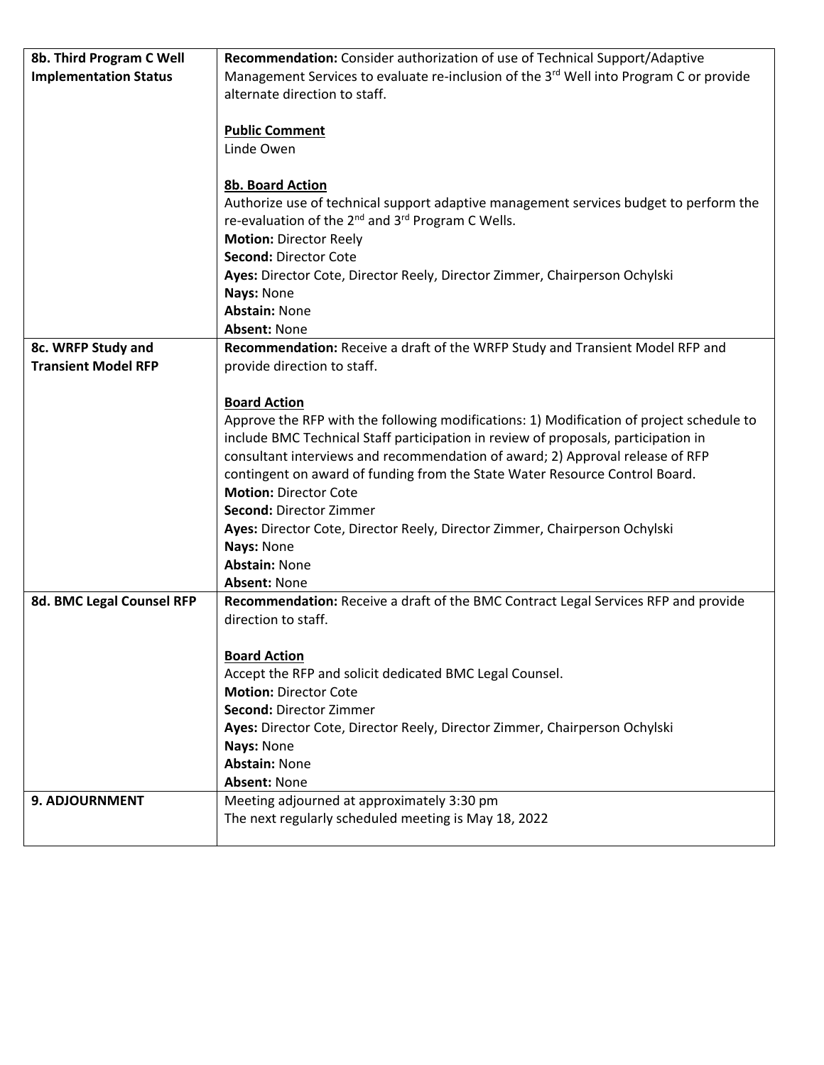| | |
|---|---|
| **8b. Third Program C Well Implementation Status** | **Recommendation:** Consider authorization of use of Technical Support/Adaptive Management Services to evaluate re-inclusion of the 3rd Well into Program C or provide alternate direction to staff.<br><br>**Public Comment**<br>Linde Owen<br><br>**8b. Board Action**<br>Authorize use of technical support adaptive management services budget to perform the re-evaluation of the 2nd and 3rd Program C Wells.<br>**Motion:** Director Reely<br>**Second:** Director Cote<br>**Ayes:** Director Cote, Director Reely, Director Zimmer, Chairperson Ochylski<br>**Nays:** None<br>**Abstain:** None<br>**Absent:** None |
| **8c. WRFP Study and Transient Model RFP** | **Recommendation:** Receive a draft of the WRFP Study and Transient Model RFP and provide direction to staff.<br><br>**Board Action**<br>Approve the RFP with the following modifications: 1) Modification of project schedule to include BMC Technical Staff participation in review of proposals, participation in consultant interviews and recommendation of award; 2) Approval release of RFP contingent on award of funding from the State Water Resource Control Board.<br>**Motion:** Director Cote<br>**Second:** Director Zimmer<br>**Ayes:** Director Cote, Director Reely, Director Zimmer, Chairperson Ochylski<br>**Nays:** None<br>**Abstain:** None<br>**Absent:** None |
| **8d. BMC Legal Counsel RFP** | **Recommendation:** Receive a draft of the BMC Contract Legal Services RFP and provide direction to staff.<br><br>**Board Action**<br>Accept the RFP and solicit dedicated BMC Legal Counsel.<br>**Motion:** Director Cote<br>**Second:** Director Zimmer<br>**Ayes:** Director Cote, Director Reely, Director Zimmer, Chairperson Ochylski<br>**Nays:** None<br>**Abstain:** None<br>**Absent:** None |
| **9. ADJOURNMENT** | Meeting adjourned at approximately 3:30 pm<br>The next regularly scheduled meeting is May 18, 2022 |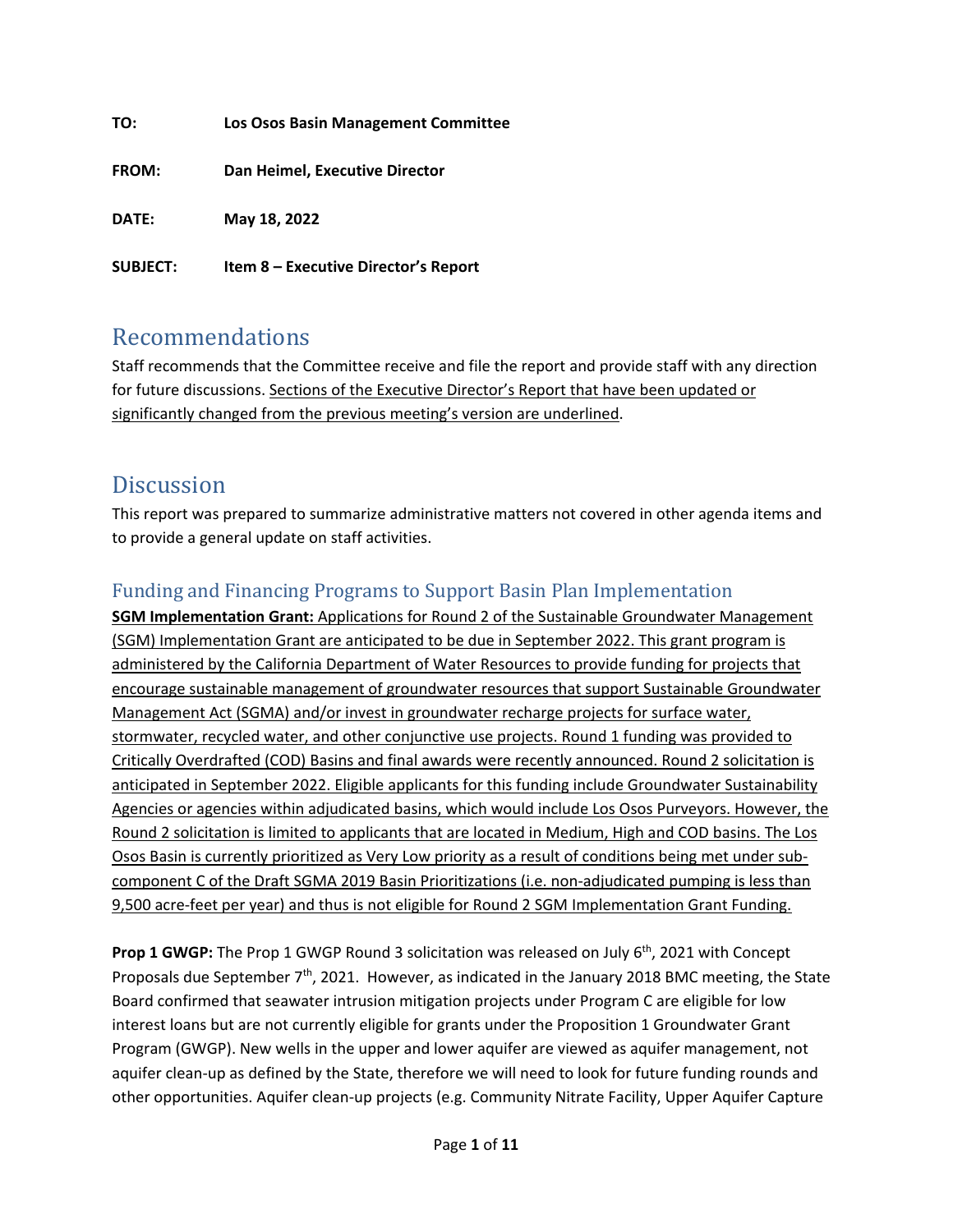**TO:** **Los Osos Basin Management Committee**

**FROM:** **Dan Heimel, Executive Director**

**DATE:** **May 18, 2022**

**SUBJECT:** **Item 8 – Executive Director's Report**

# Recommendations

Staff recommends that the Committee receive and file the report and provide staff with any direction for future discussions. <u>Sections of the Executive Director's Report that have been updated or significantly changed from the previous meeting's version are underlined</u>.

# Discussion

This report was prepared to summarize administrative matters not covered in other agenda items and to provide a general update on staff activities.

## Funding and Financing Programs to Support Basin Plan Implementation

**<u>SGM Implementation Grant:</u>** <u>Applications for Round 2 of the Sustainable Groundwater Management (SGM) Implementation Grant are anticipated to be due in September 2022. This grant program is administered by the California Department of Water Resources to provide funding for projects that encourage sustainable management of groundwater resources that support Sustainable Groundwater Management Act (SGMA) and/or invest in groundwater recharge projects for surface water, stormwater, recycled water, and other conjunctive use projects. Round 1 funding was provided to Critically Overdrafted (COD) Basins and final awards were recently announced. Round 2 solicitation is anticipated in September 2022. Eligible applicants for this funding include Groundwater Sustainability Agencies or agencies within adjudicated basins, which would include Los Osos Purveyors. However, the Round 2 solicitation is limited to applicants that are located in Medium, High and COD basins. The Los Osos Basin is currently prioritized as Very Low priority as a result of conditions being met under sub-component C of the Draft SGMA 2019 Basin Prioritizations (i.e. non-adjudicated pumping is less than 9,500 acre-feet per year) and thus is not eligible for Round 2 SGM Implementation Grant Funding.</u>

**Prop 1 GWGP:** The Prop 1 GWGP Round 3 solicitation was released on July 6th, 2021 with Concept Proposals due September 7th, 2021. However, as indicated in the January 2018 BMC meeting, the State Board confirmed that seawater intrusion mitigation projects under Program C are eligible for low interest loans but are not currently eligible for grants under the Proposition 1 Groundwater Grant Program (GWGP). New wells in the upper and lower aquifer are viewed as aquifer management, not aquifer clean-up as defined by the State, therefore we will need to look for future funding rounds and other opportunities. Aquifer clean-up projects (e.g. Community Nitrate Facility, Upper Aquifer Capture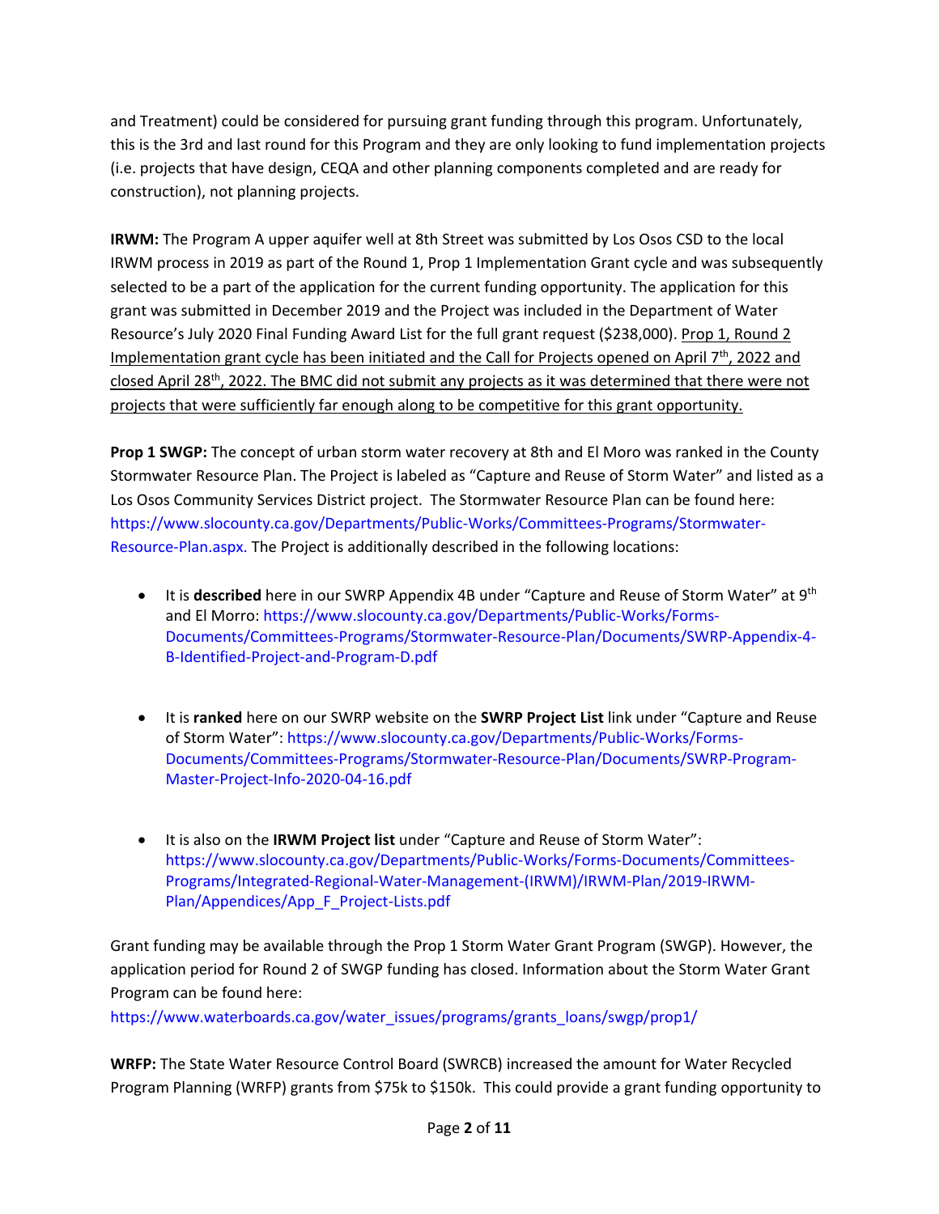and Treatment) could be considered for pursuing grant funding through this program. Unfortunately, this is the 3rd and last round for this Program and they are only looking to fund implementation projects (i.e. projects that have design, CEQA and other planning components completed and are ready for construction), not planning projects.

**IRWM:** The Program A upper aquifer well at 8th Street was submitted by Los Osos CSD to the local IRWM process in 2019 as part of the Round 1, Prop 1 Implementation Grant cycle and was subsequently selected to be a part of the application for the current funding opportunity. The application for this grant was submitted in December 2019 and the Project was included in the Department of Water Resource's July 2020 Final Funding Award List for the full grant request ($238,000). <u>Prop 1, Round 2 Implementation grant cycle has been initiated and the Call for Projects opened on April 7th, 2022 and closed April 28th, 2022. The BMC did not submit any projects as it was determined that there were not projects that were sufficiently far enough along to be competitive for this grant opportunity.</u>

**Prop 1 SWGP:** The concept of urban storm water recovery at 8th and El Moro was ranked in the County Stormwater Resource Plan. The Project is labeled as "Capture and Reuse of Storm Water" and listed as a Los Osos Community Services District project. The Stormwater Resource Plan can be found here: https://www.slocounty.ca.gov/Departments/Public-Works/Committees-Programs/Stormwater-Resource-Plan.aspx. The Project is additionally described in the following locations:

- It is **described** here in our SWRP Appendix 4B under "Capture and Reuse of Storm Water" at 9th and El Morro: https://www.slocounty.ca.gov/Departments/Public-Works/Forms-Documents/Committees-Programs/Stormwater-Resource-Plan/Documents/SWRP-Appendix-4-B-Identified-Project-and-Program-D.pdf

- It is **ranked** here on our SWRP website on the **SWRP Project List** link under "Capture and Reuse of Storm Water": https://www.slocounty.ca.gov/Departments/Public-Works/Forms-Documents/Committees-Programs/Stormwater-Resource-Plan/Documents/SWRP-Program-Master-Project-Info-2020-04-16.pdf

- It is also on the **IRWM Project list** under "Capture and Reuse of Storm Water": https://www.slocounty.ca.gov/Departments/Public-Works/Forms-Documents/Committees-Programs/Integrated-Regional-Water-Management-(IRWM)/IRWM-Plan/2019-IRWM-Plan/Appendices/App_F_Project-Lists.pdf

Grant funding may be available through the Prop 1 Storm Water Grant Program (SWGP). However, the application period for Round 2 of SWGP funding has closed. Information about the Storm Water Grant Program can be found here:
https://www.waterboards.ca.gov/water_issues/programs/grants_loans/swgp/prop1/

**WRFP:** The State Water Resource Control Board (SWRCB) increased the amount for Water Recycled Program Planning (WRFP) grants from $75k to $150k. This could provide a grant funding opportunity to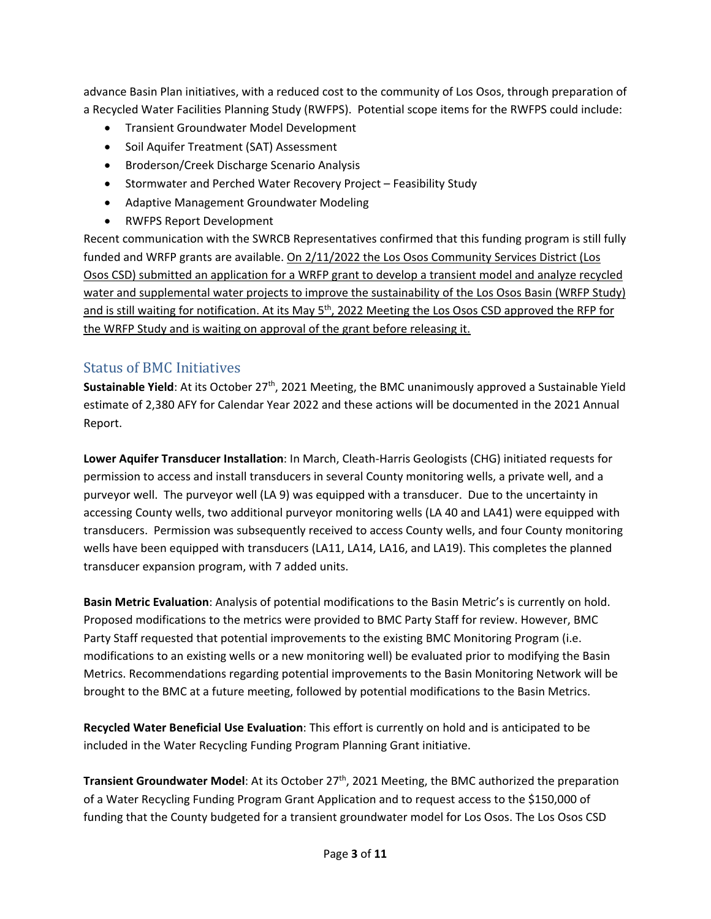advance Basin Plan initiatives, with a reduced cost to the community of Los Osos, through preparation of a Recycled Water Facilities Planning Study (RWFPS). Potential scope items for the RWFPS could include:

- Transient Groundwater Model Development
- Soil Aquifer Treatment (SAT) Assessment
- Broderson/Creek Discharge Scenario Analysis
- Stormwater and Perched Water Recovery Project – Feasibility Study
- Adaptive Management Groundwater Modeling
- RWFPS Report Development

Recent communication with the SWRCB Representatives confirmed that this funding program is still fully funded and WRFP grants are available. <u>On 2/11/2022 the Los Osos Community Services District (Los Osos CSD) submitted an application for a WRFP grant to develop a transient model and analyze recycled water and supplemental water projects to improve the sustainability of the Los Osos Basin (WRFP Study) and is still waiting for notification. At its May 5th, 2022 Meeting the Los Osos CSD approved the RFP for the WRFP Study and is waiting on approval of the grant before releasing it.</u>

## Status of BMC Initiatives

**Sustainable Yield**: At its October 27th, 2021 Meeting, the BMC unanimously approved a Sustainable Yield estimate of 2,380 AFY for Calendar Year 2022 and these actions will be documented in the 2021 Annual Report.

**Lower Aquifer Transducer Installation**: In March, Cleath-Harris Geologists (CHG) initiated requests for permission to access and install transducers in several County monitoring wells, a private well, and a purveyor well. The purveyor well (LA 9) was equipped with a transducer. Due to the uncertainty in accessing County wells, two additional purveyor monitoring wells (LA 40 and LA41) were equipped with transducers. Permission was subsequently received to access County wells, and four County monitoring wells have been equipped with transducers (LA11, LA14, LA16, and LA19). This completes the planned transducer expansion program, with 7 added units.

**Basin Metric Evaluation**: Analysis of potential modifications to the Basin Metric's is currently on hold. Proposed modifications to the metrics were provided to BMC Party Staff for review. However, BMC Party Staff requested that potential improvements to the existing BMC Monitoring Program (i.e. modifications to an existing wells or a new monitoring well) be evaluated prior to modifying the Basin Metrics. Recommendations regarding potential improvements to the Basin Monitoring Network will be brought to the BMC at a future meeting, followed by potential modifications to the Basin Metrics.

**Recycled Water Beneficial Use Evaluation**: This effort is currently on hold and is anticipated to be included in the Water Recycling Funding Program Planning Grant initiative.

**Transient Groundwater Model**: At its October 27th, 2021 Meeting, the BMC authorized the preparation of a Water Recycling Funding Program Grant Application and to request access to the $150,000 of funding that the County budgeted for a transient groundwater model for Los Osos. The Los Osos CSD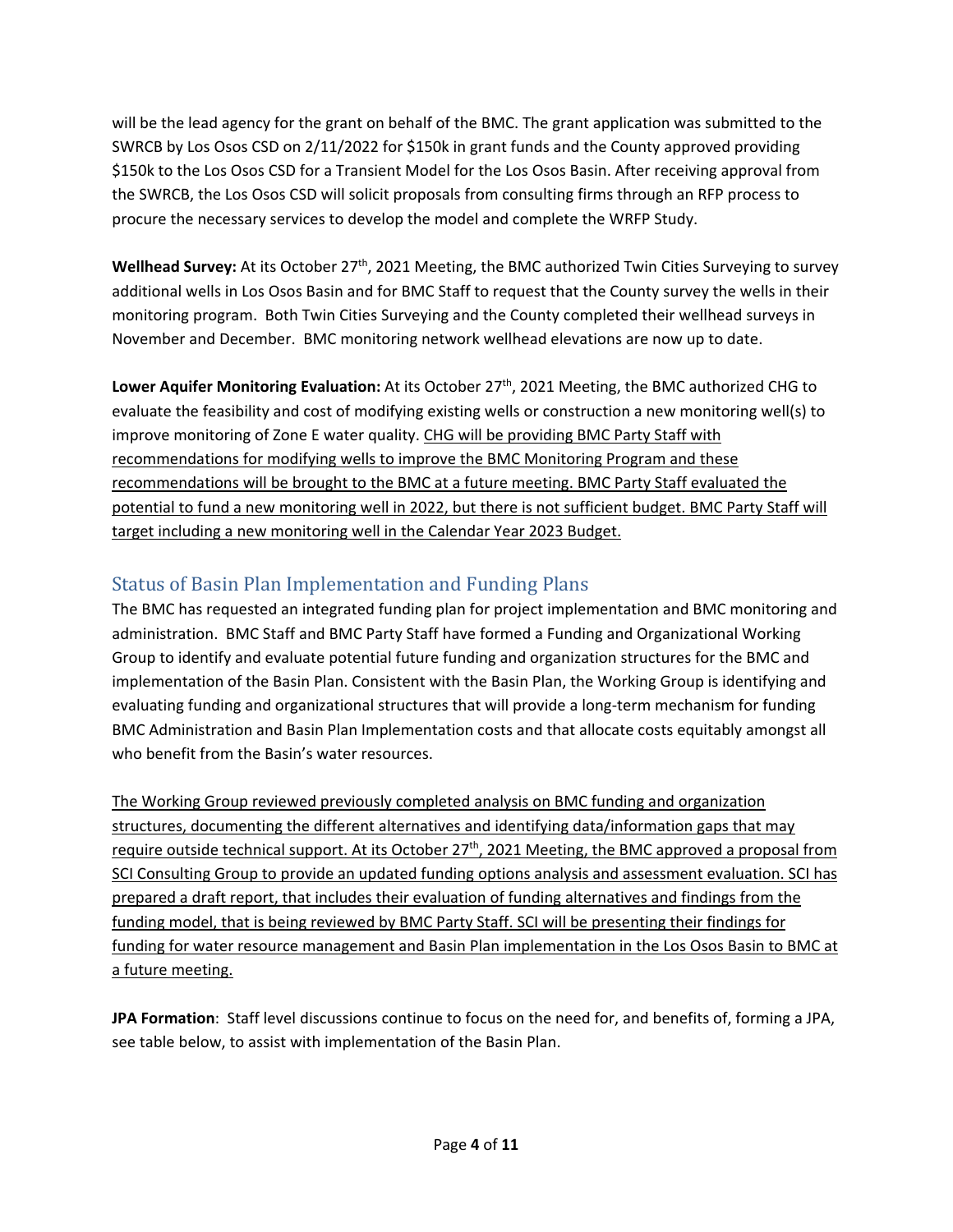will be the lead agency for the grant on behalf of the BMC. The grant application was submitted to the SWRCB by Los Osos CSD on 2/11/2022 for $150k in grant funds and the County approved providing $150k to the Los Osos CSD for a Transient Model for the Los Osos Basin. After receiving approval from the SWRCB, the Los Osos CSD will solicit proposals from consulting firms through an RFP process to procure the necessary services to develop the model and complete the WRFP Study.

**Wellhead Survey:** At its October 27th, 2021 Meeting, the BMC authorized Twin Cities Surveying to survey additional wells in Los Osos Basin and for BMC Staff to request that the County survey the wells in their monitoring program. Both Twin Cities Surveying and the County completed their wellhead surveys in November and December. BMC monitoring network wellhead elevations are now up to date.

**Lower Aquifer Monitoring Evaluation:** At its October 27th, 2021 Meeting, the BMC authorized CHG to evaluate the feasibility and cost of modifying existing wells or construction a new monitoring well(s) to improve monitoring of Zone E water quality. <u>CHG will be providing BMC Party Staff with recommendations for modifying wells to improve the BMC Monitoring Program and these recommendations will be brought to the BMC at a future meeting. BMC Party Staff evaluated the potential to fund a new monitoring well in 2022, but there is not sufficient budget. BMC Party Staff will target including a new monitoring well in the Calendar Year 2023 Budget.</u>

## Status of Basin Plan Implementation and Funding Plans

The BMC has requested an integrated funding plan for project implementation and BMC monitoring and administration. BMC Staff and BMC Party Staff have formed a Funding and Organizational Working Group to identify and evaluate potential future funding and organization structures for the BMC and implementation of the Basin Plan. Consistent with the Basin Plan, the Working Group is identifying and evaluating funding and organizational structures that will provide a long-term mechanism for funding BMC Administration and Basin Plan Implementation costs and that allocate costs equitably amongst all who benefit from the Basin's water resources.

<u>The Working Group reviewed previously completed analysis on BMC funding and organization structures, documenting the different alternatives and identifying data/information gaps that may require outside technical support. At its October 27th, 2021 Meeting, the BMC approved a proposal from SCI Consulting Group to provide an updated funding options analysis and assessment evaluation. SCI has prepared a draft report, that includes their evaluation of funding alternatives and findings from the funding model, that is being reviewed by BMC Party Staff. SCI will be presenting their findings for funding for water resource management and Basin Plan implementation in the Los Osos Basin to BMC at a future meeting.</u>

**JPA Formation**: Staff level discussions continue to focus on the need for, and benefits of, forming a JPA, see table below, to assist with implementation of the Basin Plan.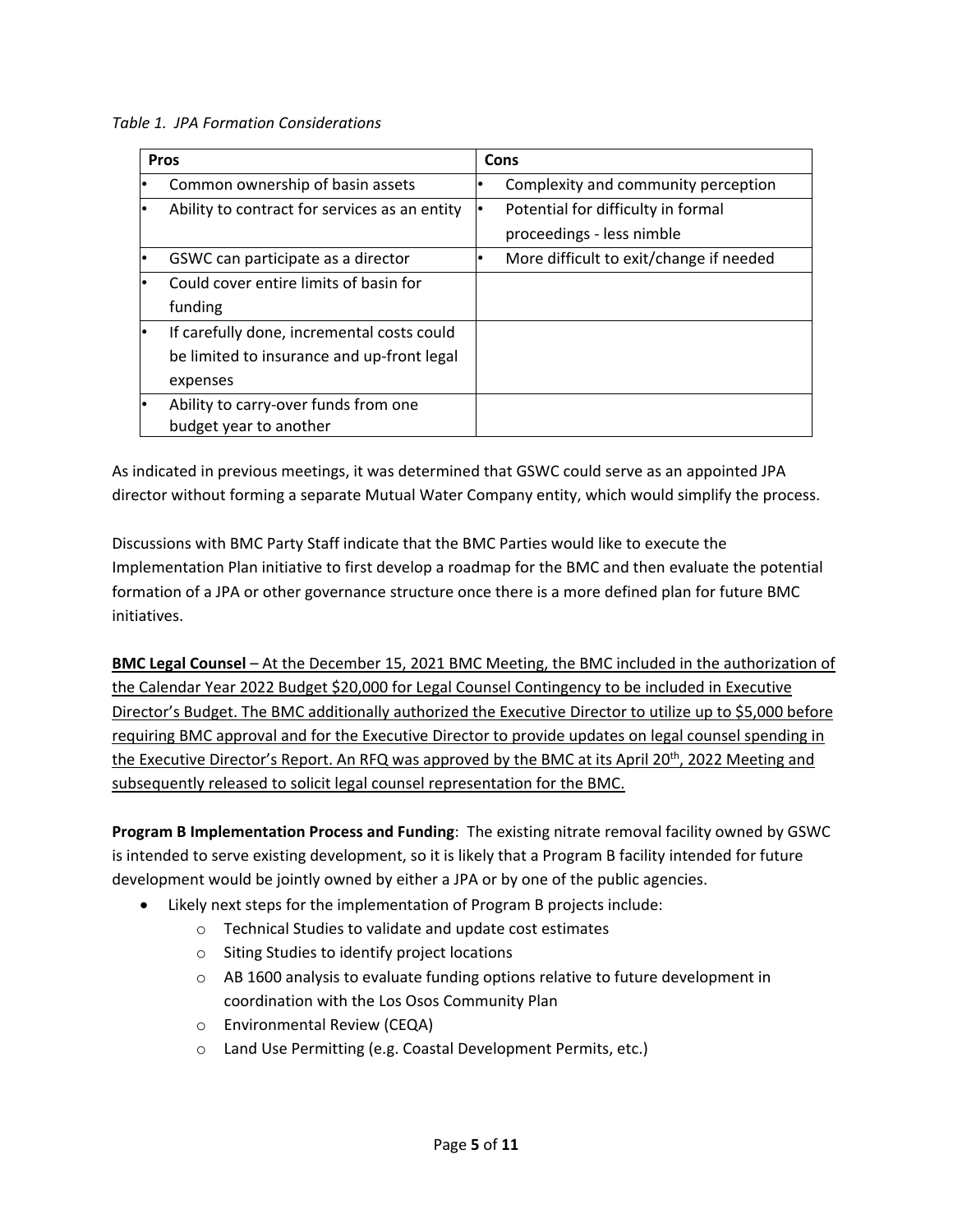*Table 1. JPA Formation Considerations*

| Pros | Cons |
|---|---|
| • Common ownership of basin assets | • Complexity and community perception |
| • Ability to contract for services as an entity | • Potential for difficulty in formal proceedings - less nimble |
| • GSWC can participate as a director | • More difficult to exit/change if needed |
| • Could cover entire limits of basin for funding | |
| • If carefully done, incremental costs could be limited to insurance and up-front legal expenses | |
| • Ability to carry-over funds from one budget year to another | |

As indicated in previous meetings, it was determined that GSWC could serve as an appointed JPA director without forming a separate Mutual Water Company entity, which would simplify the process.

Discussions with BMC Party Staff indicate that the BMC Parties would like to execute the Implementation Plan initiative to first develop a roadmap for the BMC and then evaluate the potential formation of a JPA or other governance structure once there is a more defined plan for future BMC initiatives.

<u>**BMC Legal Counsel** – At the December 15, 2021 BMC Meeting, the BMC included in the authorization of the Calendar Year 2022 Budget $20,000 for Legal Counsel Contingency to be included in Executive Director's Budget. The BMC additionally authorized the Executive Director to utilize up to $5,000 before requiring BMC approval and for the Executive Director to provide updates on legal counsel spending in the Executive Director's Report. An RFQ was approved by the BMC at its April 20th, 2022 Meeting and subsequently released to solicit legal counsel representation for the BMC.</u>

**Program B Implementation Process and Funding**: The existing nitrate removal facility owned by GSWC is intended to serve existing development, so it is likely that a Program B facility intended for future development would be jointly owned by either a JPA or by one of the public agencies.

- Likely next steps for the implementation of Program B projects include:
  - Technical Studies to validate and update cost estimates
  - Siting Studies to identify project locations
  - AB 1600 analysis to evaluate funding options relative to future development in coordination with the Los Osos Community Plan
  - Environmental Review (CEQA)
  - Land Use Permitting (e.g. Coastal Development Permits, etc.)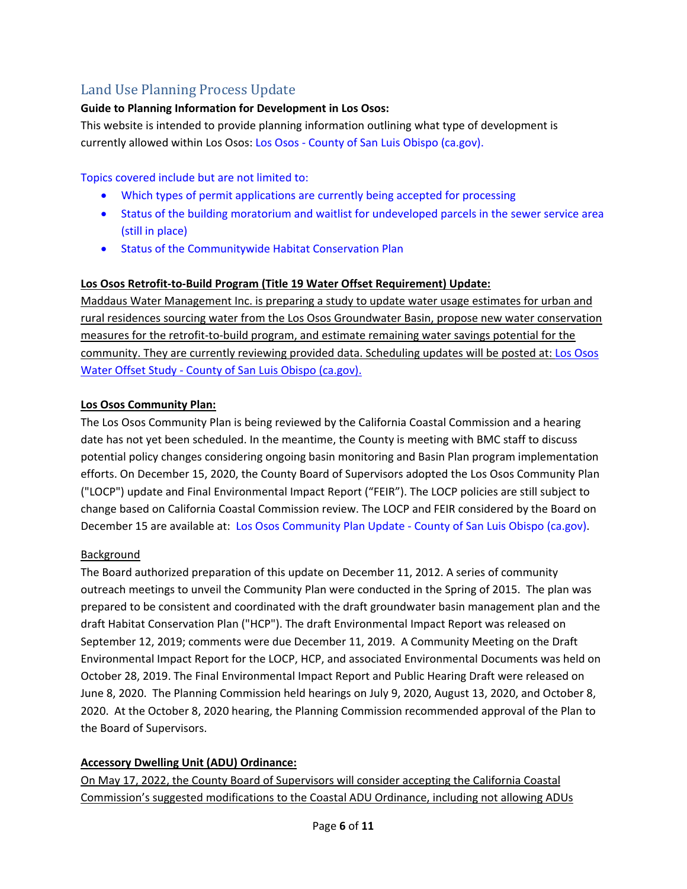## Land Use Planning Process Update

**Guide to Planning Information for Development in Los Osos:**

This website is intended to provide planning information outlining what type of development is currently allowed within Los Osos: Los Osos - County of San Luis Obispo (ca.gov).

Topics covered include but are not limited to:

- Which types of permit applications are currently being accepted for processing
- Status of the building moratorium and waitlist for undeveloped parcels in the sewer service area (still in place)
- Status of the Communitywide Habitat Conservation Plan

**Los Osos Retrofit-to-Build Program (Title 19 Water Offset Requirement) Update:**

Maddaus Water Management Inc. is preparing a study to update water usage estimates for urban and rural residences sourcing water from the Los Osos Groundwater Basin, propose new water conservation measures for the retrofit-to-build program, and estimate remaining water savings potential for the community. They are currently reviewing provided data. Scheduling updates will be posted at: Los Osos Water Offset Study - County of San Luis Obispo (ca.gov).

**Los Osos Community Plan:**

The Los Osos Community Plan is being reviewed by the California Coastal Commission and a hearing date has not yet been scheduled. In the meantime, the County is meeting with BMC staff to discuss potential policy changes considering ongoing basin monitoring and Basin Plan program implementation efforts. On December 15, 2020, the County Board of Supervisors adopted the Los Osos Community Plan ("LOCP") update and Final Environmental Impact Report ("FEIR"). The LOCP policies are still subject to change based on California Coastal Commission review. The LOCP and FEIR considered by the Board on December 15 are available at: Los Osos Community Plan Update - County of San Luis Obispo (ca.gov).

Background

The Board authorized preparation of this update on December 11, 2012. A series of community outreach meetings to unveil the Community Plan were conducted in the Spring of 2015. The plan was prepared to be consistent and coordinated with the draft groundwater basin management plan and the draft Habitat Conservation Plan ("HCP"). The draft Environmental Impact Report was released on September 12, 2019; comments were due December 11, 2019. A Community Meeting on the Draft Environmental Impact Report for the LOCP, HCP, and associated Environmental Documents was held on October 28, 2019. The Final Environmental Impact Report and Public Hearing Draft were released on June 8, 2020. The Planning Commission held hearings on July 9, 2020, August 13, 2020, and October 8, 2020. At the October 8, 2020 hearing, the Planning Commission recommended approval of the Plan to the Board of Supervisors.

**Accessory Dwelling Unit (ADU) Ordinance:**

On May 17, 2022, the County Board of Supervisors will consider accepting the California Coastal Commission's suggested modifications to the Coastal ADU Ordinance, including not allowing ADUs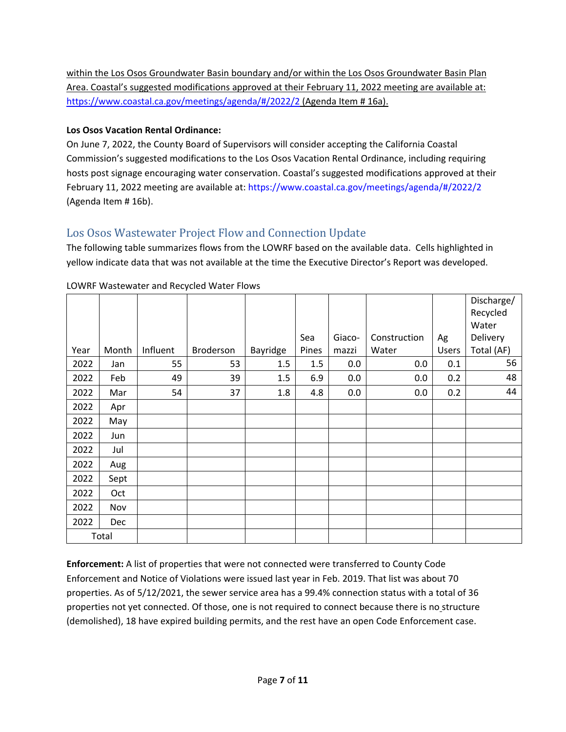within the Los Osos Groundwater Basin boundary and/or within the Los Osos Groundwater Basin Plan Area. Coastal's suggested modifications approved at their February 11, 2022 meeting are available at: https://www.coastal.ca.gov/meetings/agenda/#/2022/2 (Agenda Item # 16a).

**Los Osos Vacation Rental Ordinance:**

On June 7, 2022, the County Board of Supervisors will consider accepting the California Coastal Commission's suggested modifications to the Los Osos Vacation Rental Ordinance, including requiring hosts post signage encouraging water conservation. Coastal's suggested modifications approved at their February 11, 2022 meeting are available at: https://www.coastal.ca.gov/meetings/agenda/#/2022/2 (Agenda Item # 16b).

## Los Osos Wastewater Project Flow and Connection Update

The following table summarizes flows from the LOWRF based on the available data. Cells highlighted in yellow indicate data that was not available at the time the Executive Director's Report was developed.

LOWRF Wastewater and Recycled Water Flows

| Year | Month | Influent | Broderson | Bayridge | Sea Pines | Giaco-mazzi | Construction Water | Ag Users | Discharge/ Recycled Water Delivery Total (AF) |
|---|---|---|---|---|---|---|---|---|---|
| 2022 | Jan | 55 | 53 | 1.5 | 1.5 | 0.0 | 0.0 | 0.1 | 56 |
| 2022 | Feb | 49 | 39 | 1.5 | 6.9 | 0.0 | 0.0 | 0.2 | 48 |
| 2022 | Mar | 54 | 37 | 1.8 | 4.8 | 0.0 | 0.0 | 0.2 | 44 |
| 2022 | Apr | | | | | | | | |
| 2022 | May | | | | | | | | |
| 2022 | Jun | | | | | | | | |
| 2022 | Jul | | | | | | | | |
| 2022 | Aug | | | | | | | | |
| 2022 | Sept | | | | | | | | |
| 2022 | Oct | | | | | | | | |
| 2022 | Nov | | | | | | | | |
| 2022 | Dec | | | | | | | | |
| Total | | | | | | | | | |

**Enforcement:** A list of properties that were not connected were transferred to County Code Enforcement and Notice of Violations were issued last year in Feb. 2019. That list was about 70 properties. As of 5/12/2021, the sewer service area has a 99.4% connection status with a total of 36 properties not yet connected. Of those, one is not required to connect because there is no structure (demolished), 18 have expired building permits, and the rest have an open Code Enforcement case.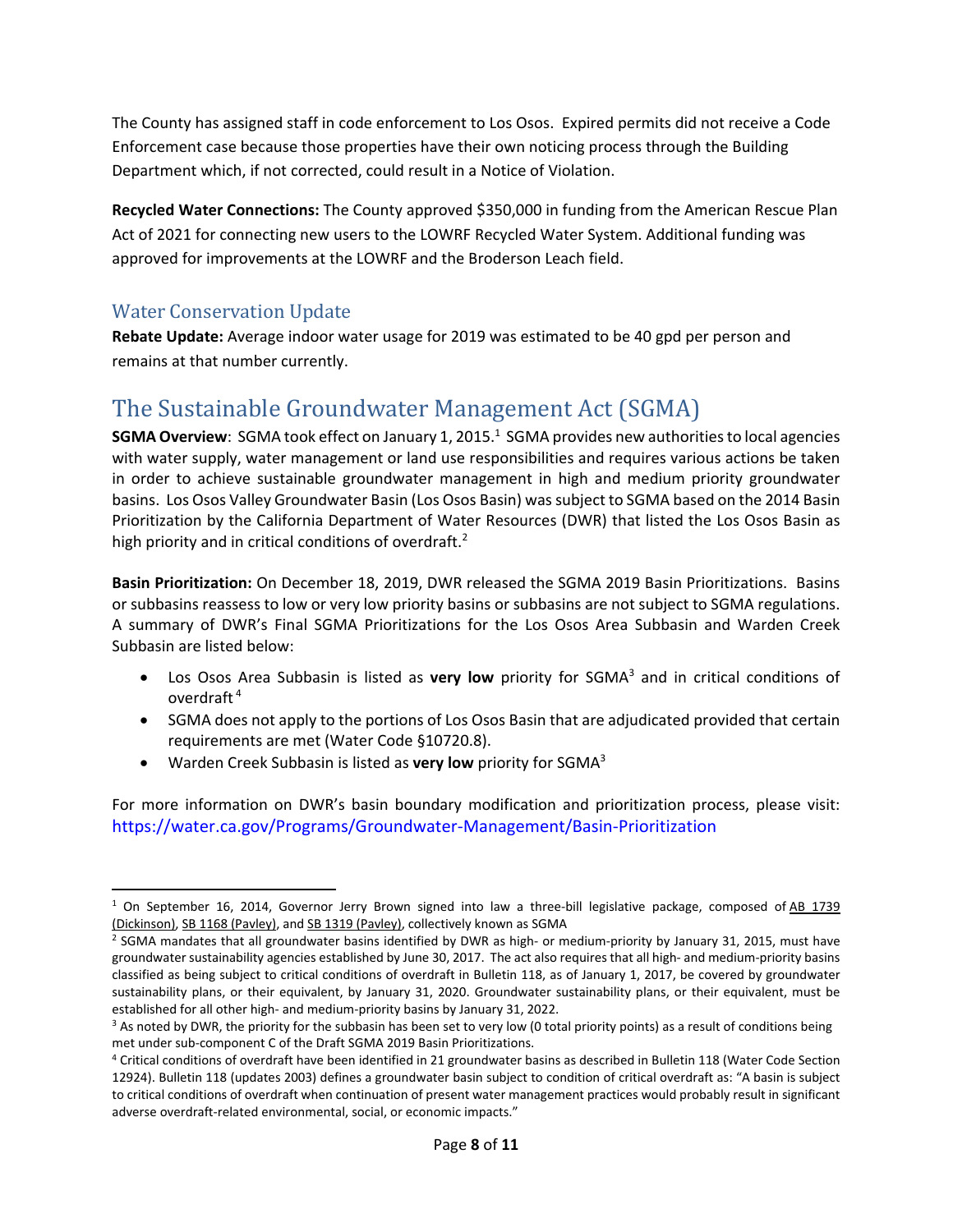The County has assigned staff in code enforcement to Los Osos. Expired permits did not receive a Code Enforcement case because those properties have their own noticing process through the Building Department which, if not corrected, could result in a Notice of Violation.

**Recycled Water Connections:** The County approved $350,000 in funding from the American Rescue Plan Act of 2021 for connecting new users to the LOWRF Recycled Water System. Additional funding was approved for improvements at the LOWRF and the Broderson Leach field.

### Water Conservation Update

**Rebate Update:** Average indoor water usage for 2019 was estimated to be 40 gpd per person and remains at that number currently.

## The Sustainable Groundwater Management Act (SGMA)

**SGMA Overview**: SGMA took effect on January 1, 2015.[1] SGMA provides new authorities to local agencies with water supply, water management or land use responsibilities and requires various actions be taken in order to achieve sustainable groundwater management in high and medium priority groundwater basins. Los Osos Valley Groundwater Basin (Los Osos Basin) was subject to SGMA based on the 2014 Basin Prioritization by the California Department of Water Resources (DWR) that listed the Los Osos Basin as high priority and in critical conditions of overdraft.[2]

**Basin Prioritization:** On December 18, 2019, DWR released the SGMA 2019 Basin Prioritizations. Basins or subbasins reassess to low or very low priority basins or subbasins are not subject to SGMA regulations. A summary of DWR's Final SGMA Prioritizations for the Los Osos Area Subbasin and Warden Creek Subbasin are listed below:

- Los Osos Area Subbasin is listed as **very low** priority for SGMA[3] and in critical conditions of overdraft[4]
- SGMA does not apply to the portions of Los Osos Basin that are adjudicated provided that certain requirements are met (Water Code §10720.8).
- Warden Creek Subbasin is listed as **very low** priority for SGMA[3]

For more information on DWR's basin boundary modification and prioritization process, please visit: https://water.ca.gov/Programs/Groundwater-Management/Basin-Prioritization

---

[1] On September 16, 2014, Governor Jerry Brown signed into law a three-bill legislative package, composed of AB 1739 (Dickinson), SB 1168 (Pavley), and SB 1319 (Pavley), collectively known as SGMA

[2] SGMA mandates that all groundwater basins identified by DWR as high- or medium-priority by January 31, 2015, must have groundwater sustainability agencies established by June 30, 2017. The act also requires that all high- and medium-priority basins classified as being subject to critical conditions of overdraft in Bulletin 118, as of January 1, 2017, be covered by groundwater sustainability plans, or their equivalent, by January 31, 2020. Groundwater sustainability plans, or their equivalent, must be established for all other high- and medium-priority basins by January 31, 2022.

[3] As noted by DWR, the priority for the subbasin has been set to very low (0 total priority points) as a result of conditions being met under sub-component C of the Draft SGMA 2019 Basin Prioritizations.

[4] Critical conditions of overdraft have been identified in 21 groundwater basins as described in Bulletin 118 (Water Code Section 12924). Bulletin 118 (updates 2003) defines a groundwater basin subject to condition of critical overdraft as: "A basin is subject to critical conditions of overdraft when continuation of present water management practices would probably result in significant adverse overdraft-related environmental, social, or economic impacts."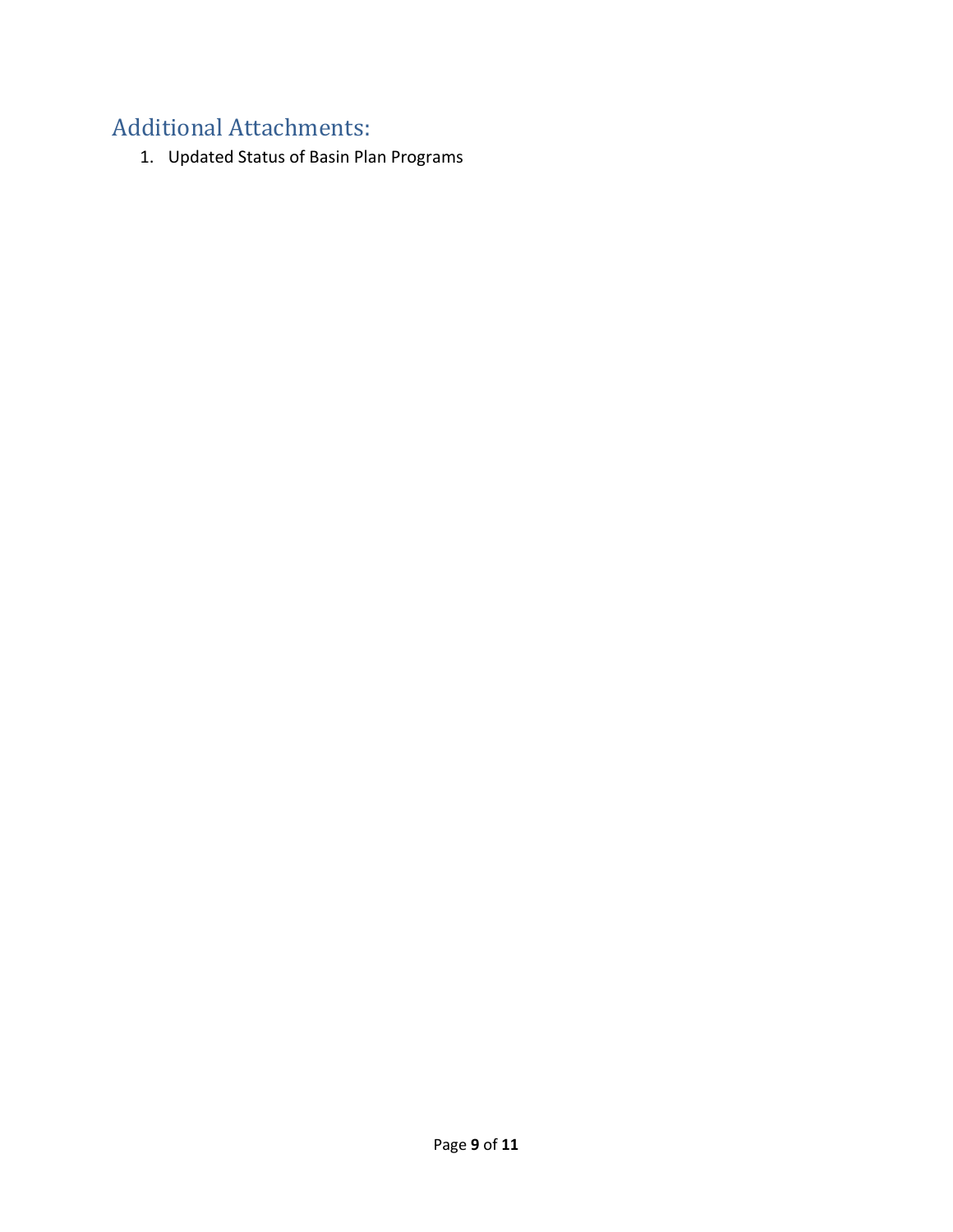## Additional Attachments:

1. Updated Status of Basin Plan Programs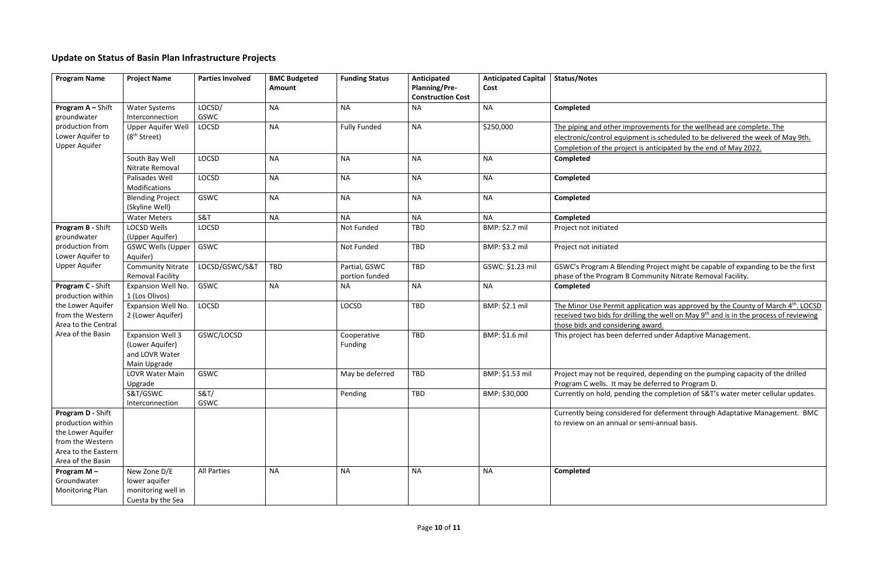## Update on Status of Basin Plan Infrastructure Projects

| Program Name | Project Name | Parties Involved | BMC Budgeted Amount | Funding Status | Anticipated Planning/Pre-Construction Cost | Anticipated Capital Cost | Status/Notes |
|---|---|---|---|---|---|---|---|
| **Program A –** Shift groundwater production from Lower Aquifer to Upper Aquifer | Water Systems Interconnection | LOCSD/ GSWC | NA | NA | NA | NA | **Completed** |
| | Upper Aquifer Well (8th Street) | LOCSD | NA | Fully Funded | NA | $250,000 | The piping and other improvements for the wellhead are complete. The electronic/control equipment is scheduled to be delivered the week of May 9th. Completion of the project is anticipated by the end of May 2022. |
| | South Bay Well Nitrate Removal | LOCSD | NA | NA | NA | NA | **Completed** |
| | Palisades Well Modifications | LOCSD | NA | NA | NA | NA | **Completed** |
| | Blending Project (Skyline Well) | GSWC | NA | NA | NA | NA | **Completed** |
| | Water Meters | S&T | NA | NA | NA | NA | **Completed** |
| **Program B -** Shift groundwater production from Lower Aquifer to Upper Aquifer | LOCSD Wells (Upper Aquifer) | LOCSD | | Not Funded | TBD | BMP: $2.7 mil | Project not initiated |
| | GSWC Wells (Upper Aquifer) | GSWC | | Not Funded | TBD | BMP: $3.2 mil | Project not initiated |
| | Community Nitrate Removal Facility | LOCSD/GSWC/S&T | TBD | Partial, GSWC portion funded | TBD | GSWC: $1.23 mil | GSWC's Program A Blending Project might be capable of expanding to be the first phase of the Program B Community Nitrate Removal Facility. |
| **Program C -** Shift production within the Lower Aquifer from the Western Area to the Central Area of the Basin | Expansion Well No. 1 (Los Olivos) | GSWC | NA | NA | NA | NA | **Completed** |
| | Expansion Well No. 2 (Lower Aquifer) | LOCSD | | LOCSD | TBD | BMP: $2.1 mil | The Minor Use Permit application was approved by the County of March 4th. LOCSD received two bids for drilling the well on May 9th and is in the process of reviewing those bids and considering award. |
| | Expansion Well 3 (Lower Aquifer) and LOVR Water Main Upgrade | GSWC/LOCSD | | Cooperative Funding | TBD | BMP: $1.6 mil | This project has been deferred under Adaptive Management. |
| | LOVR Water Main Upgrade | GSWC | | May be deferred | TBD | BMP: $1.53 mil | Project may not be required, depending on the pumping capacity of the drilled Program C wells. It may be deferred to Program D. |
| | S&T/GSWC Interconnection | S&T/ GSWC | | Pending | TBD | BMP: $30,000 | Currently on hold, pending the completion of S&T's water meter cellular updates. |
| **Program D -** Shift production within the Lower Aquifer from the Western Area to the Eastern Area of the Basin | | | | | | | Currently being considered for deferment through Adaptative Management. BMC to review on an annual or semi-annual basis. |
| **Program M –** Groundwater Monitoring Plan | New Zone D/E lower aquifer monitoring well in Cuesta by the Sea | All Parties | NA | NA | NA | NA | **Completed** |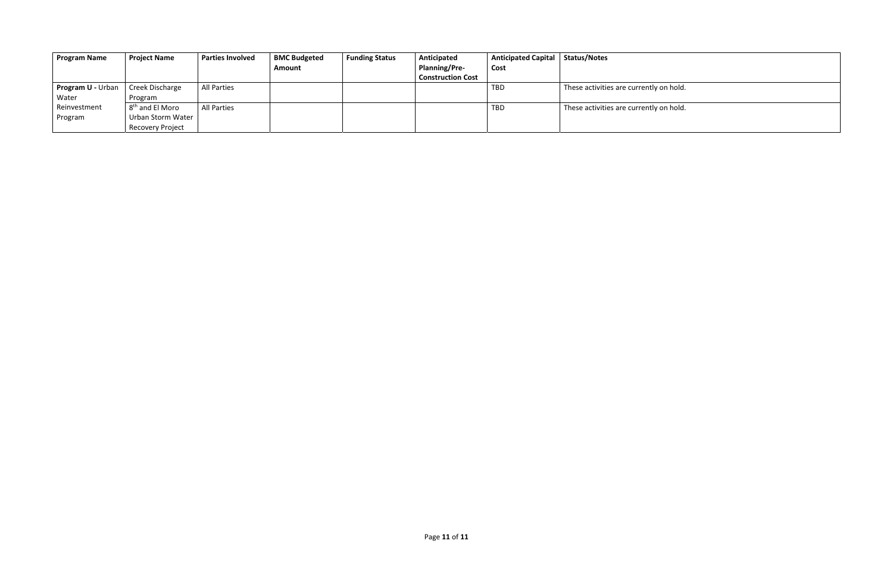| Program Name | Project Name | Parties Involved | BMC Budgeted Amount | Funding Status | Anticipated Planning/Pre-Construction Cost | Anticipated Capital Cost | Status/Notes |
|---|---|---|---|---|---|---|---|
| **Program U -** Urban Water Reinvestment Program | Creek Discharge Program | All Parties | | | | TBD | These activities are currently on hold. |
| | 8th and El Moro Urban Storm Water Recovery Project | All Parties | | | | TBD | These activities are currently on hold. |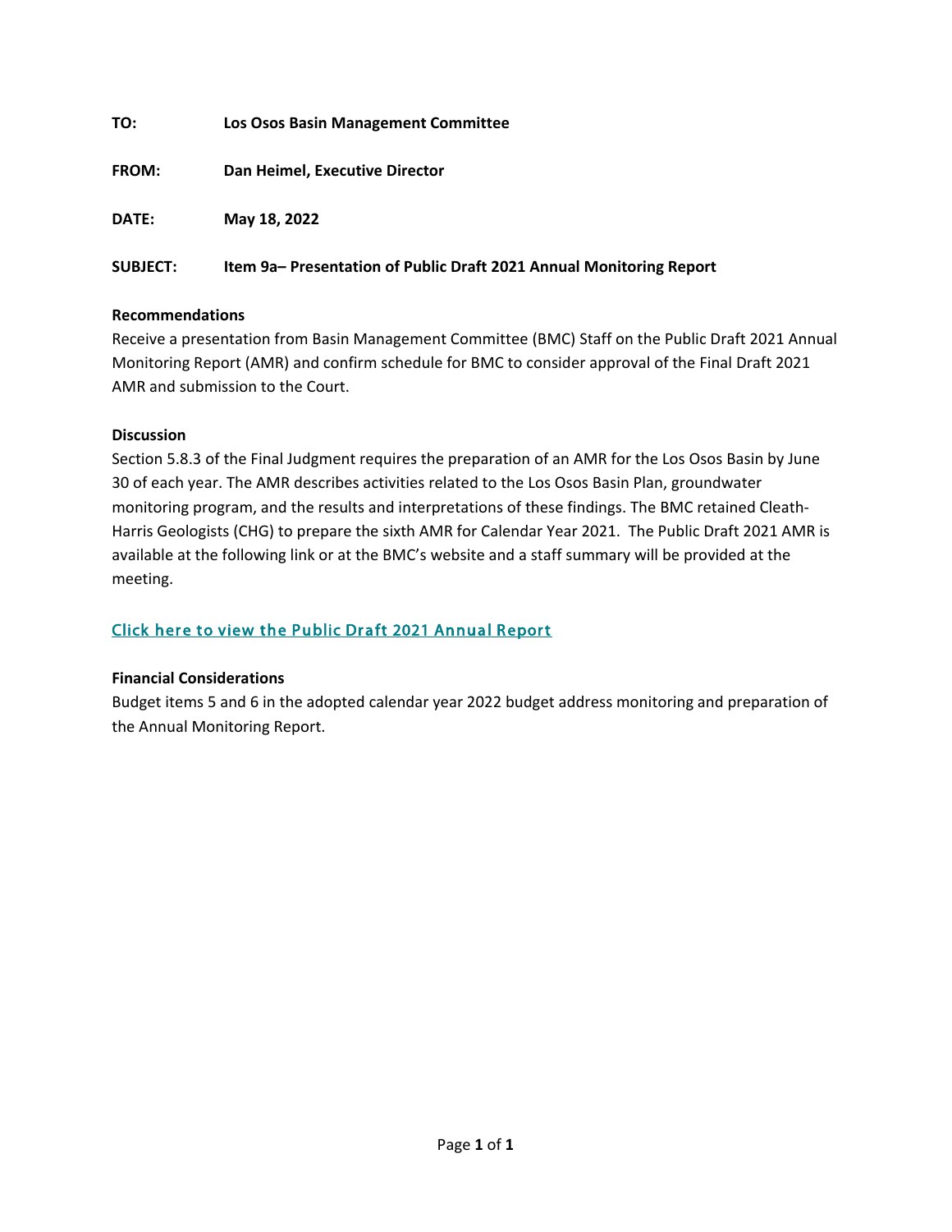**TO:** Los Osos Basin Management Committee

**FROM:** Dan Heimel, Executive Director

**DATE:** May 18, 2022

**SUBJECT:** Item 9a– Presentation of Public Draft 2021 Annual Monitoring Report

**Recommendations**

Receive a presentation from Basin Management Committee (BMC) Staff on the Public Draft 2021 Annual Monitoring Report (AMR) and confirm schedule for BMC to consider approval of the Final Draft 2021 AMR and submission to the Court.

**Discussion**

Section 5.8.3 of the Final Judgment requires the preparation of an AMR for the Los Osos Basin by June 30 of each year. The AMR describes activities related to the Los Osos Basin Plan, groundwater monitoring program, and the results and interpretations of these findings. The BMC retained Cleath-Harris Geologists (CHG) to prepare the sixth AMR for Calendar Year 2021. The Public Draft 2021 AMR is available at the following link or at the BMC's website and a staff summary will be provided at the meeting.

Click here to view the Public Draft 2021 Annual Report

**Financial Considerations**

Budget items 5 and 6 in the adopted calendar year 2022 budget address monitoring and preparation of the Annual Monitoring Report.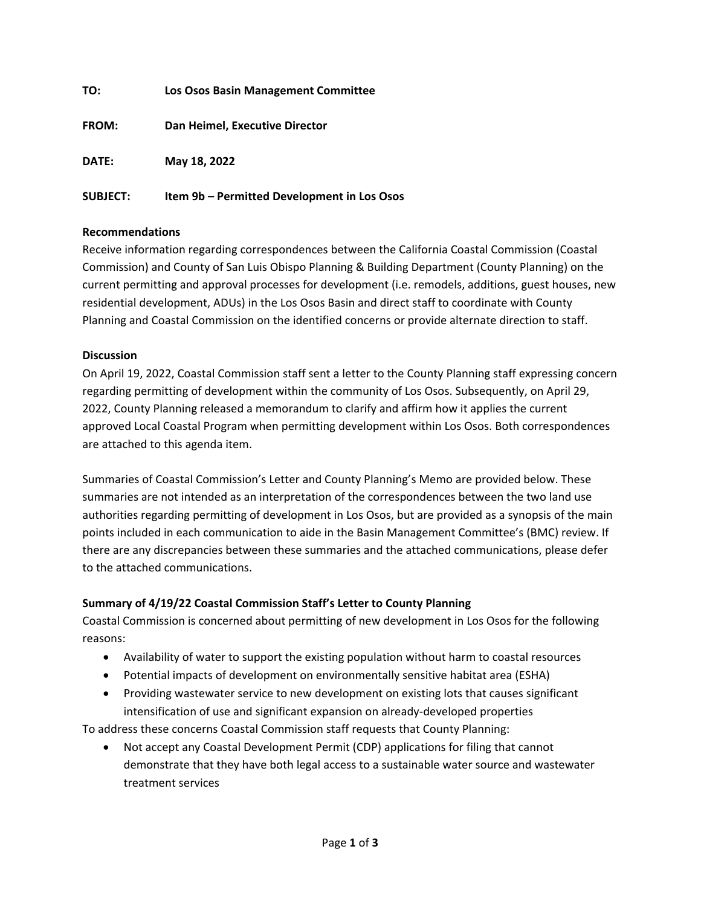**TO:** Los Osos Basin Management Committee

**FROM:** Dan Heimel, Executive Director

**DATE:** May 18, 2022

**SUBJECT:** Item 9b – Permitted Development in Los Osos

**Recommendations**

Receive information regarding correspondences between the California Coastal Commission (Coastal Commission) and County of San Luis Obispo Planning & Building Department (County Planning) on the current permitting and approval processes for development (i.e. remodels, additions, guest houses, new residential development, ADUs) in the Los Osos Basin and direct staff to coordinate with County Planning and Coastal Commission on the identified concerns or provide alternate direction to staff.

**Discussion**

On April 19, 2022, Coastal Commission staff sent a letter to the County Planning staff expressing concern regarding permitting of development within the community of Los Osos. Subsequently, on April 29, 2022, County Planning released a memorandum to clarify and affirm how it applies the current approved Local Coastal Program when permitting development within Los Osos. Both correspondences are attached to this agenda item.

Summaries of Coastal Commission's Letter and County Planning's Memo are provided below. These summaries are not intended as an interpretation of the correspondences between the two land use authorities regarding permitting of development in Los Osos, but are provided as a synopsis of the main points included in each communication to aide in the Basin Management Committee's (BMC) review. If there are any discrepancies between these summaries and the attached communications, please defer to the attached communications.

**Summary of 4/19/22 Coastal Commission Staff's Letter to County Planning**

Coastal Commission is concerned about permitting of new development in Los Osos for the following reasons:

- Availability of water to support the existing population without harm to coastal resources
- Potential impacts of development on environmentally sensitive habitat area (ESHA)
- Providing wastewater service to new development on existing lots that causes significant intensification of use and significant expansion on already-developed properties

To address these concerns Coastal Commission staff requests that County Planning:

- Not accept any Coastal Development Permit (CDP) applications for filing that cannot demonstrate that they have both legal access to a sustainable water source and wastewater treatment services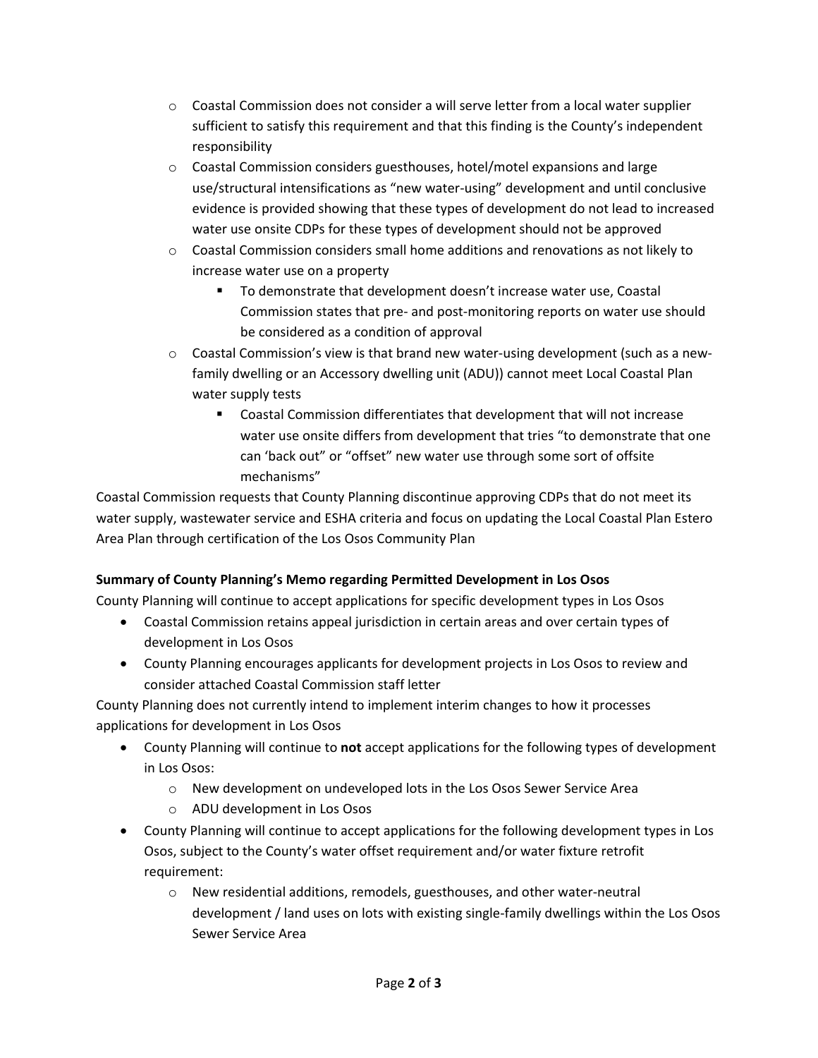- Coastal Commission does not consider a will serve letter from a local water supplier sufficient to satisfy this requirement and that this finding is the County's independent responsibility
  - Coastal Commission considers guesthouses, hotel/motel expansions and large use/structural intensifications as "new water-using" development and until conclusive evidence is provided showing that these types of development do not lead to increased water use onsite CDPs for these types of development should not be approved
  - Coastal Commission considers small home additions and renovations as not likely to increase water use on a property
    - To demonstrate that development doesn't increase water use, Coastal Commission states that pre- and post-monitoring reports on water use should be considered as a condition of approval
  - Coastal Commission's view is that brand new water-using development (such as a new-family dwelling or an Accessory dwelling unit (ADU)) cannot meet Local Coastal Plan water supply tests
    - Coastal Commission differentiates that development that will not increase water use onsite differs from development that tries "to demonstrate that one can 'back out" or "offset" new water use through some sort of offsite mechanisms"

Coastal Commission requests that County Planning discontinue approving CDPs that do not meet its water supply, wastewater service and ESHA criteria and focus on updating the Local Coastal Plan Estero Area Plan through certification of the Los Osos Community Plan

**Summary of County Planning's Memo regarding Permitted Development in Los Osos**

County Planning will continue to accept applications for specific development types in Los Osos

- Coastal Commission retains appeal jurisdiction in certain areas and over certain types of development in Los Osos
- County Planning encourages applicants for development projects in Los Osos to review and consider attached Coastal Commission staff letter

County Planning does not currently intend to implement interim changes to how it processes applications for development in Los Osos

- County Planning will continue to **not** accept applications for the following types of development in Los Osos:
  - New development on undeveloped lots in the Los Osos Sewer Service Area
  - ADU development in Los Osos
- County Planning will continue to accept applications for the following development types in Los Osos, subject to the County's water offset requirement and/or water fixture retrofit requirement:
  - New residential additions, remodels, guesthouses, and other water-neutral development / land uses on lots with existing single-family dwellings within the Los Osos Sewer Service Area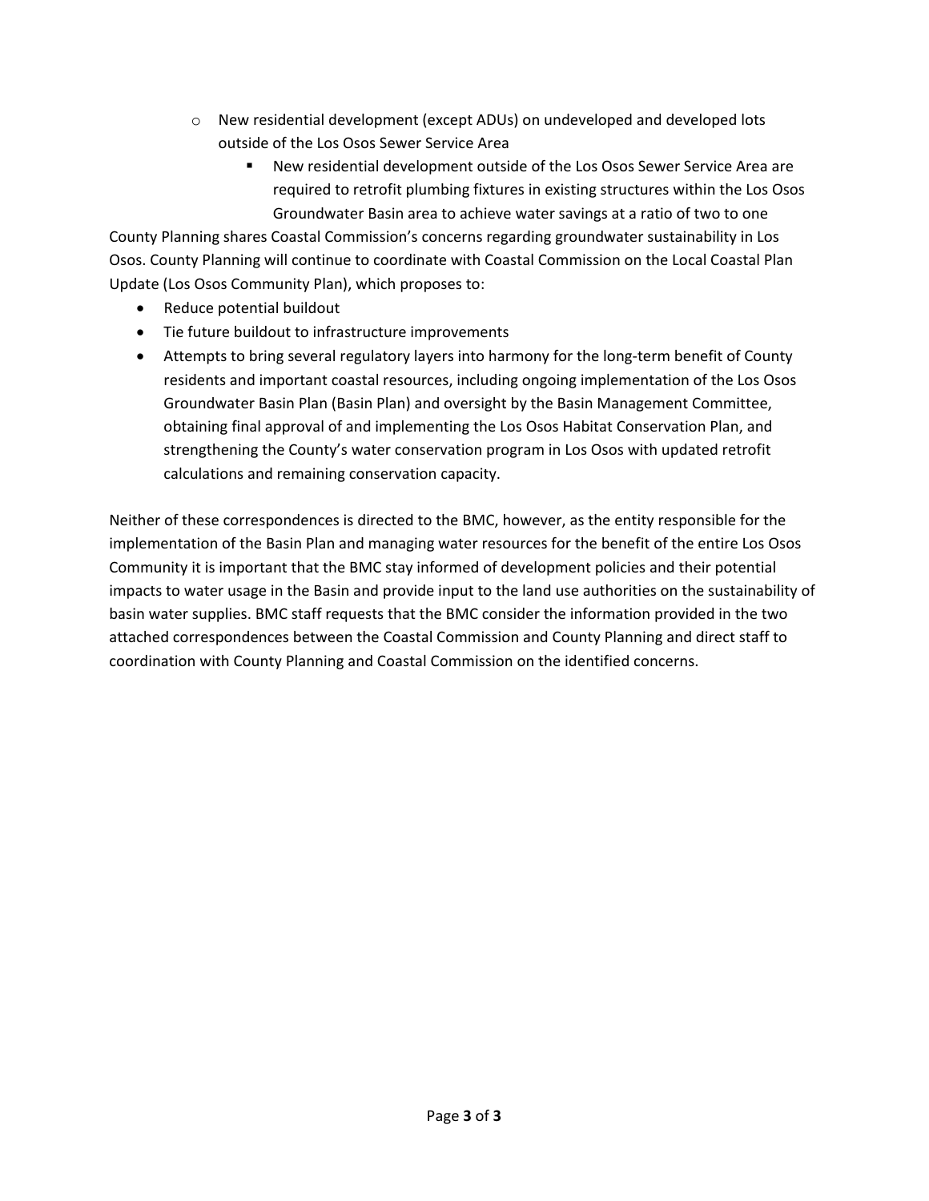- New residential development (except ADUs) on undeveloped and developed lots outside of the Los Osos Sewer Service Area
  - New residential development outside of the Los Osos Sewer Service Area are required to retrofit plumbing fixtures in existing structures within the Los Osos Groundwater Basin area to achieve water savings at a ratio of two to one

County Planning shares Coastal Commission's concerns regarding groundwater sustainability in Los Osos. County Planning will continue to coordinate with Coastal Commission on the Local Coastal Plan Update (Los Osos Community Plan), which proposes to:

- Reduce potential buildout
- Tie future buildout to infrastructure improvements
- Attempts to bring several regulatory layers into harmony for the long-term benefit of County residents and important coastal resources, including ongoing implementation of the Los Osos Groundwater Basin Plan (Basin Plan) and oversight by the Basin Management Committee, obtaining final approval of and implementing the Los Osos Habitat Conservation Plan, and strengthening the County's water conservation program in Los Osos with updated retrofit calculations and remaining conservation capacity.

Neither of these correspondences is directed to the BMC, however, as the entity responsible for the implementation of the Basin Plan and managing water resources for the benefit of the entire Los Osos Community it is important that the BMC stay informed of development policies and their potential impacts to water usage in the Basin and provide input to the land use authorities on the sustainability of basin water supplies. BMC staff requests that the BMC consider the information provided in the two attached correspondences between the Coastal Commission and County Planning and direct staff to coordination with County Planning and Coastal Commission on the identified concerns.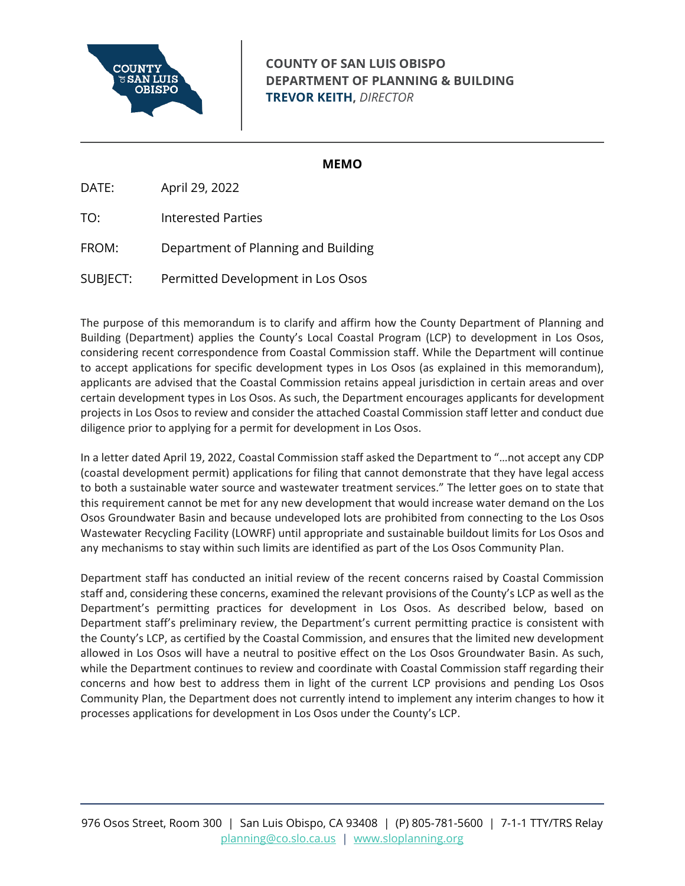**COUNTY OF SAN LUIS OBISPO**
**DEPARTMENT OF PLANNING & BUILDING**
**TREVOR KEITH,** *DIRECTOR*

**MEMO**

DATE: April 29, 2022

TO: Interested Parties

FROM: Department of Planning and Building

SUBJECT: Permitted Development in Los Osos

The purpose of this memorandum is to clarify and affirm how the County Department of Planning and Building (Department) applies the County's Local Coastal Program (LCP) to development in Los Osos, considering recent correspondence from Coastal Commission staff. While the Department will continue to accept applications for specific development types in Los Osos (as explained in this memorandum), applicants are advised that the Coastal Commission retains appeal jurisdiction in certain areas and over certain development types in Los Osos. As such, the Department encourages applicants for development projects in Los Osos to review and consider the attached Coastal Commission staff letter and conduct due diligence prior to applying for a permit for development in Los Osos.

In a letter dated April 19, 2022, Coastal Commission staff asked the Department to "…not accept any CDP (coastal development permit) applications for filing that cannot demonstrate that they have legal access to both a sustainable water source and wastewater treatment services." The letter goes on to state that this requirement cannot be met for any new development that would increase water demand on the Los Osos Groundwater Basin and because undeveloped lots are prohibited from connecting to the Los Osos Wastewater Recycling Facility (LOWRF) until appropriate and sustainable buildout limits for Los Osos and any mechanisms to stay within such limits are identified as part of the Los Osos Community Plan.

Department staff has conducted an initial review of the recent concerns raised by Coastal Commission staff and, considering these concerns, examined the relevant provisions of the County's LCP as well as the Department's permitting practices for development in Los Osos. As described below, based on Department staff's preliminary review, the Department's current permitting practice is consistent with the County's LCP, as certified by the Coastal Commission, and ensures that the limited new development allowed in Los Osos will have a neutral to positive effect on the Los Osos Groundwater Basin. As such, while the Department continues to review and coordinate with Coastal Commission staff regarding their concerns and how best to address them in light of the current LCP provisions and pending Los Osos Community Plan, the Department does not currently intend to implement any interim changes to how it processes applications for development in Los Osos under the County's LCP.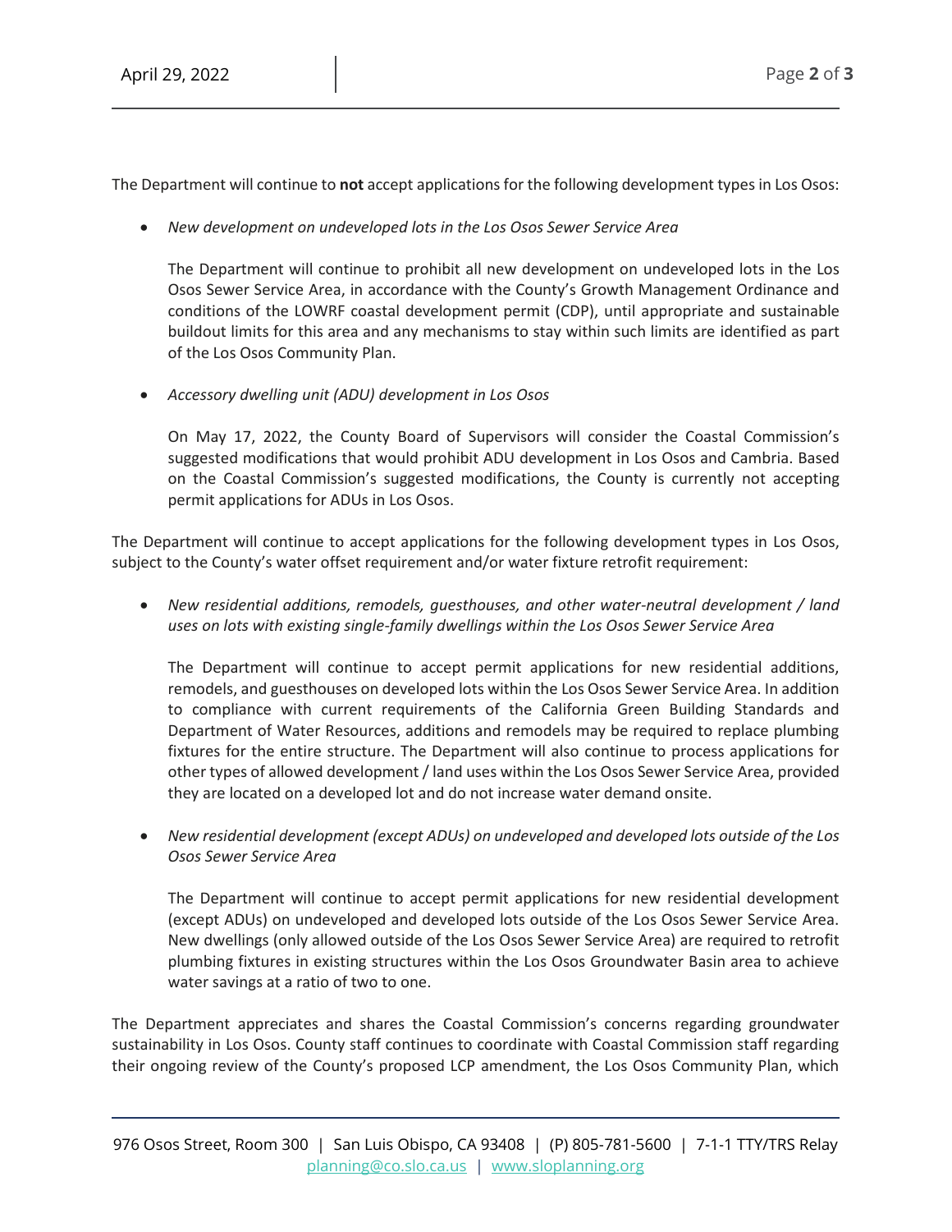The Department will continue to **not** accept applications for the following development types in Los Osos:

- *New development on undeveloped lots in the Los Osos Sewer Service Area*

  The Department will continue to prohibit all new development on undeveloped lots in the Los Osos Sewer Service Area, in accordance with the County's Growth Management Ordinance and conditions of the LOWRF coastal development permit (CDP), until appropriate and sustainable buildout limits for this area and any mechanisms to stay within such limits are identified as part of the Los Osos Community Plan.

- *Accessory dwelling unit (ADU) development in Los Osos*

  On May 17, 2022, the County Board of Supervisors will consider the Coastal Commission's suggested modifications that would prohibit ADU development in Los Osos and Cambria. Based on the Coastal Commission's suggested modifications, the County is currently not accepting permit applications for ADUs in Los Osos.

The Department will continue to accept applications for the following development types in Los Osos, subject to the County's water offset requirement and/or water fixture retrofit requirement:

- *New residential additions, remodels, guesthouses, and other water-neutral development / land uses on lots with existing single-family dwellings within the Los Osos Sewer Service Area*

  The Department will continue to accept permit applications for new residential additions, remodels, and guesthouses on developed lots within the Los Osos Sewer Service Area. In addition to compliance with current requirements of the California Green Building Standards and Department of Water Resources, additions and remodels may be required to replace plumbing fixtures for the entire structure. The Department will also continue to process applications for other types of allowed development / land uses within the Los Osos Sewer Service Area, provided they are located on a developed lot and do not increase water demand onsite.

- *New residential development (except ADUs) on undeveloped and developed lots outside of the Los Osos Sewer Service Area*

  The Department will continue to accept permit applications for new residential development (except ADUs) on undeveloped and developed lots outside of the Los Osos Sewer Service Area. New dwellings (only allowed outside of the Los Osos Sewer Service Area) are required to retrofit plumbing fixtures in existing structures within the Los Osos Groundwater Basin area to achieve water savings at a ratio of two to one.

The Department appreciates and shares the Coastal Commission's concerns regarding groundwater sustainability in Los Osos. County staff continues to coordinate with Coastal Commission staff regarding their ongoing review of the County's proposed LCP amendment, the Los Osos Community Plan, which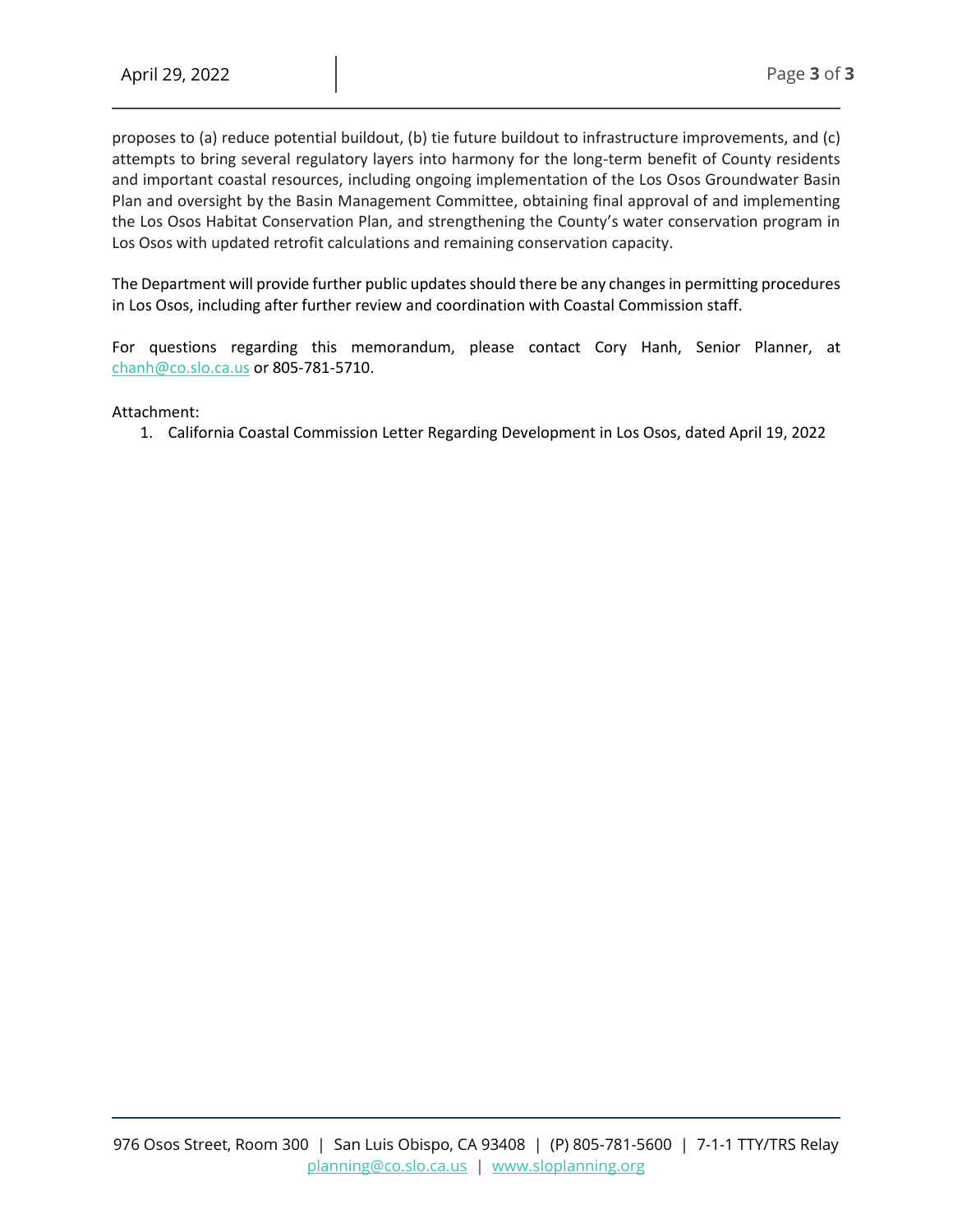proposes to (a) reduce potential buildout, (b) tie future buildout to infrastructure improvements, and (c) attempts to bring several regulatory layers into harmony for the long-term benefit of County residents and important coastal resources, including ongoing implementation of the Los Osos Groundwater Basin Plan and oversight by the Basin Management Committee, obtaining final approval of and implementing the Los Osos Habitat Conservation Plan, and strengthening the County's water conservation program in Los Osos with updated retrofit calculations and remaining conservation capacity.

The Department will provide further public updates should there be any changes in permitting procedures in Los Osos, including after further review and coordination with Coastal Commission staff.

For questions regarding this memorandum, please contact Cory Hanh, Senior Planner, at chanh@co.slo.ca.us or 805-781-5710.

Attachment:

1. California Coastal Commission Letter Regarding Development in Los Osos, dated April 19, 2022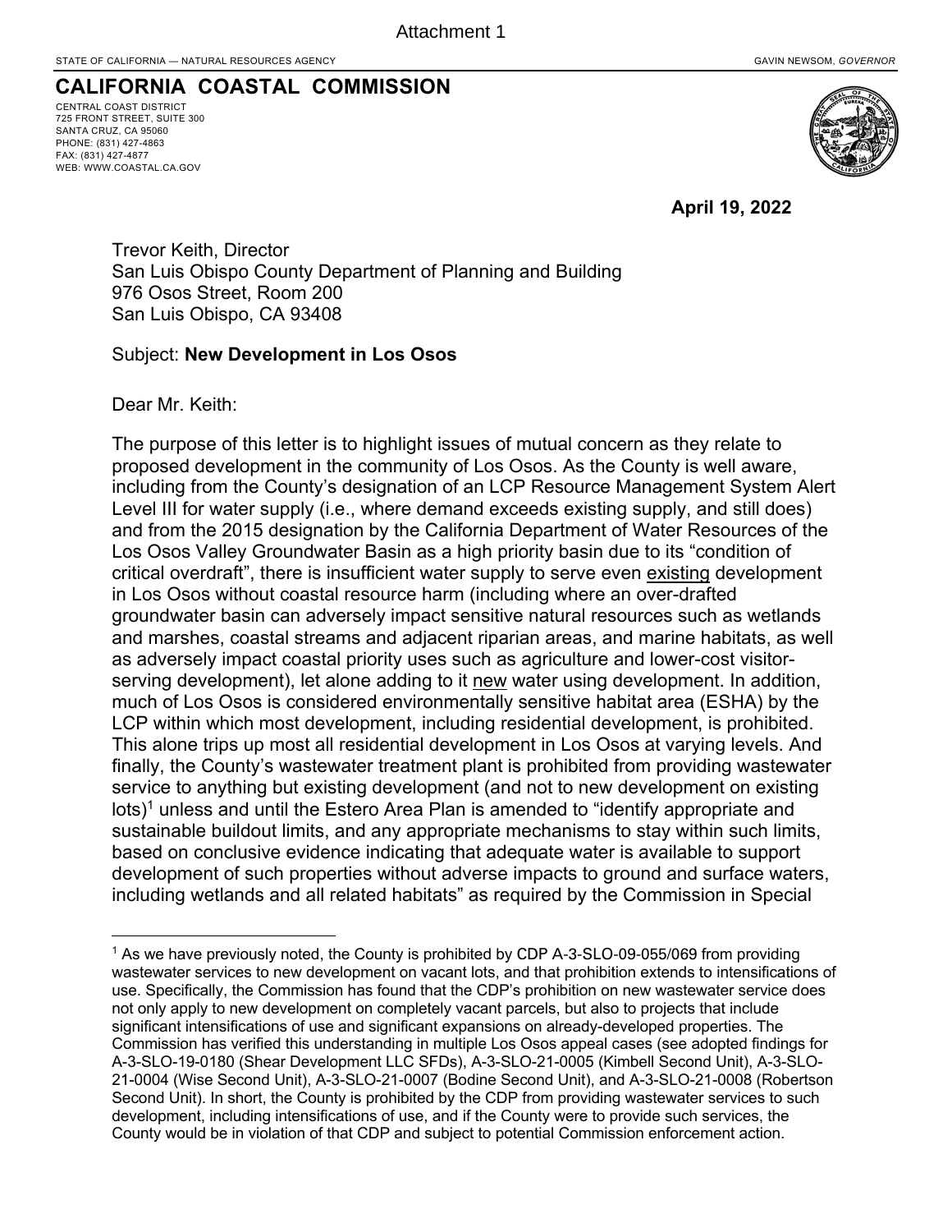Attachment 1

STATE OF CALIFORNIA — NATURAL RESOURCES AGENCY

GAVIN NEWSOM, *GOVERNOR*

# CALIFORNIA COASTAL COMMISSION

CENTRAL COAST DISTRICT
725 FRONT STREET, SUITE 300
SANTA CRUZ, CA 95060
PHONE: (831) 427-4863
FAX: (831) 427-4877
WEB: WWW.COASTAL.CA.GOV

**April 19, 2022**

Trevor Keith, Director
San Luis Obispo County Department of Planning and Building
976 Osos Street, Room 200
San Luis Obispo, CA 93408

Subject: **New Development in Los Osos**

Dear Mr. Keith:

The purpose of this letter is to highlight issues of mutual concern as they relate to proposed development in the community of Los Osos. As the County is well aware, including from the County's designation of an LCP Resource Management System Alert Level III for water supply (i.e., where demand exceeds existing supply, and still does) and from the 2015 designation by the California Department of Water Resources of the Los Osos Valley Groundwater Basin as a high priority basin due to its "condition of critical overdraft", there is insufficient water supply to serve even <u>existing</u> development in Los Osos without coastal resource harm (including where an over-drafted groundwater basin can adversely impact sensitive natural resources such as wetlands and marshes, coastal streams and adjacent riparian areas, and marine habitats, as well as adversely impact coastal priority uses such as agriculture and lower-cost visitor-serving development), let alone adding to it <u>new</u> water using development. In addition, much of Los Osos is considered environmentally sensitive habitat area (ESHA) by the LCP within which most development, including residential development, is prohibited. This alone trips up most all residential development in Los Osos at varying levels. And finally, the County's wastewater treatment plant is prohibited from providing wastewater service to anything but existing development (and not to new development on existing lots)[1] unless and until the Estero Area Plan is amended to "identify appropriate and sustainable buildout limits, and any appropriate mechanisms to stay within such limits, based on conclusive evidence indicating that adequate water is available to support development of such properties without adverse impacts to ground and surface waters, including wetlands and all related habitats" as required by the Commission in Special

---

[1] As we have previously noted, the County is prohibited by CDP A-3-SLO-09-055/069 from providing wastewater services to new development on vacant lots, and that prohibition extends to intensifications of use. Specifically, the Commission has found that the CDP's prohibition on new wastewater service does not only apply to new development on completely vacant parcels, but also to projects that include significant intensifications of use and significant expansions on already-developed properties. The Commission has verified this understanding in multiple Los Osos appeal cases (see adopted findings for A-3-SLO-19-0180 (Shear Development LLC SFDs), A-3-SLO-21-0005 (Kimbell Second Unit), A-3-SLO-21-0004 (Wise Second Unit), A-3-SLO-21-0007 (Bodine Second Unit), and A-3-SLO-21-0008 (Robertson Second Unit). In short, the County is prohibited by the CDP from providing wastewater services to such development, including intensifications of use, and if the County were to provide such services, the County would be in violation of that CDP and subject to potential Commission enforcement action.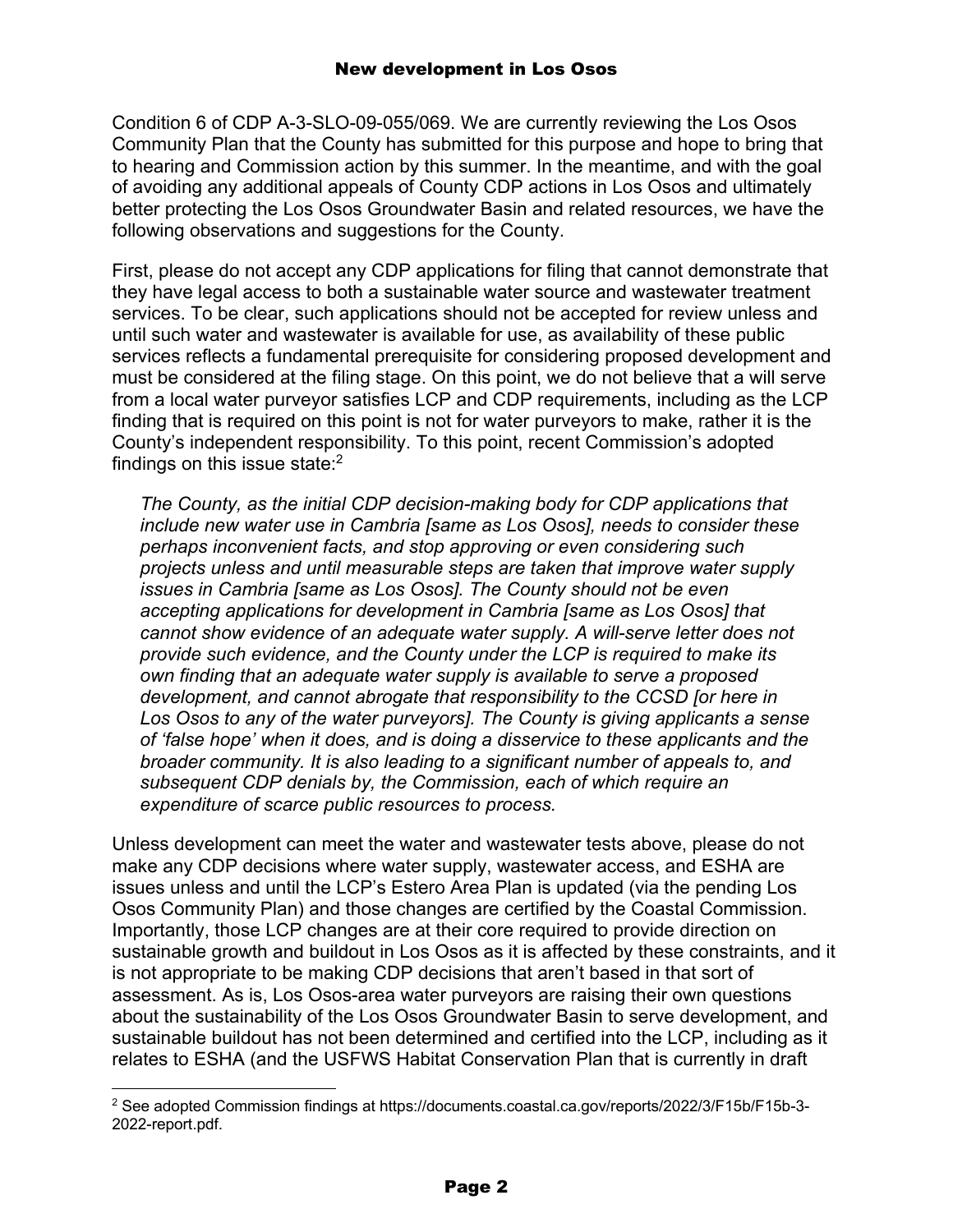Condition 6 of CDP A-3-SLO-09-055/069. We are currently reviewing the Los Osos Community Plan that the County has submitted for this purpose and hope to bring that to hearing and Commission action by this summer. In the meantime, and with the goal of avoiding any additional appeals of County CDP actions in Los Osos and ultimately better protecting the Los Osos Groundwater Basin and related resources, we have the following observations and suggestions for the County.

First, please do not accept any CDP applications for filing that cannot demonstrate that they have legal access to both a sustainable water source and wastewater treatment services. To be clear, such applications should not be accepted for review unless and until such water and wastewater is available for use, as availability of these public services reflects a fundamental prerequisite for considering proposed development and must be considered at the filing stage. On this point, we do not believe that a will serve from a local water purveyor satisfies LCP and CDP requirements, including as the LCP finding that is required on this point is not for water purveyors to make, rather it is the County's independent responsibility. To this point, recent Commission's adopted findings on this issue state:[2]

> *The County, as the initial CDP decision-making body for CDP applications that include new water use in Cambria [same as Los Osos], needs to consider these perhaps inconvenient facts, and stop approving or even considering such projects unless and until measurable steps are taken that improve water supply issues in Cambria [same as Los Osos]. The County should not be even accepting applications for development in Cambria [same as Los Osos] that cannot show evidence of an adequate water supply. A will-serve letter does not provide such evidence, and the County under the LCP is required to make its own finding that an adequate water supply is available to serve a proposed development, and cannot abrogate that responsibility to the CCSD [or here in Los Osos to any of the water purveyors]. The County is giving applicants a sense of 'false hope' when it does, and is doing a disservice to these applicants and the broader community. It is also leading to a significant number of appeals to, and subsequent CDP denials by, the Commission, each of which require an expenditure of scarce public resources to process.*

Unless development can meet the water and wastewater tests above, please do not make any CDP decisions where water supply, wastewater access, and ESHA are issues unless and until the LCP's Estero Area Plan is updated (via the pending Los Osos Community Plan) and those changes are certified by the Coastal Commission. Importantly, those LCP changes are at their core required to provide direction on sustainable growth and buildout in Los Osos as it is affected by these constraints, and it is not appropriate to be making CDP decisions that aren't based in that sort of assessment. As is, Los Osos-area water purveyors are raising their own questions about the sustainability of the Los Osos Groundwater Basin to serve development, and sustainable buildout has not been determined and certified into the LCP, including as it relates to ESHA (and the USFWS Habitat Conservation Plan that is currently in draft

---

[2] See adopted Commission findings at https://documents.coastal.ca.gov/reports/2022/3/F15b/F15b-3-2022-report.pdf.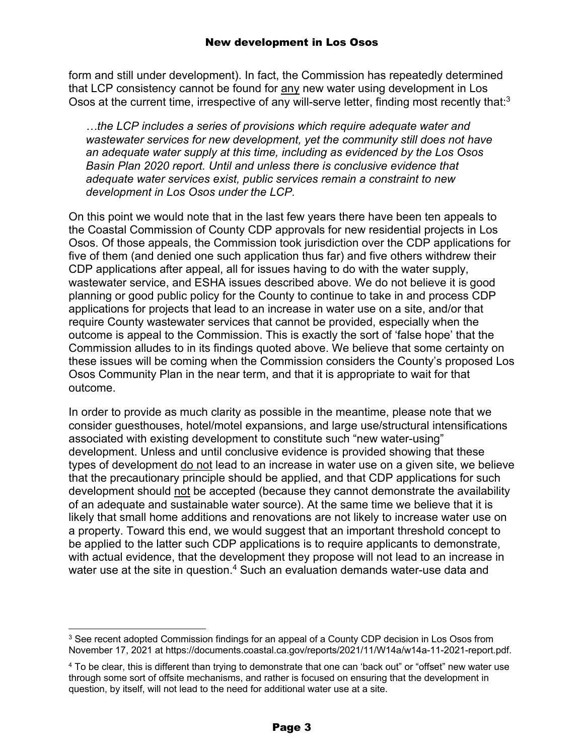form and still under development). In fact, the Commission has repeatedly determined that LCP consistency cannot be found for <u>any</u> new water using development in Los Osos at the current time, irrespective of any will-serve letter, finding most recently that:[3]

> *…the LCP includes a series of provisions which require adequate water and wastewater services for new development, yet the community still does not have an adequate water supply at this time, including as evidenced by the Los Osos Basin Plan 2020 report. Until and unless there is conclusive evidence that adequate water services exist, public services remain a constraint to new development in Los Osos under the LCP.*

On this point we would note that in the last few years there have been ten appeals to the Coastal Commission of County CDP approvals for new residential projects in Los Osos. Of those appeals, the Commission took jurisdiction over the CDP applications for five of them (and denied one such application thus far) and five others withdrew their CDP applications after appeal, all for issues having to do with the water supply, wastewater service, and ESHA issues described above. We do not believe it is good planning or good public policy for the County to continue to take in and process CDP applications for projects that lead to an increase in water use on a site, and/or that require County wastewater services that cannot be provided, especially when the outcome is appeal to the Commission. This is exactly the sort of 'false hope' that the Commission alludes to in its findings quoted above. We believe that some certainty on these issues will be coming when the Commission considers the County's proposed Los Osos Community Plan in the near term, and that it is appropriate to wait for that outcome.

In order to provide as much clarity as possible in the meantime, please note that we consider guesthouses, hotel/motel expansions, and large use/structural intensifications associated with existing development to constitute such "new water-using" development. Unless and until conclusive evidence is provided showing that these types of development <u>do not</u> lead to an increase in water use on a given site, we believe that the precautionary principle should be applied, and that CDP applications for such development should <u>not</u> be accepted (because they cannot demonstrate the availability of an adequate and sustainable water source). At the same time we believe that it is likely that small home additions and renovations are not likely to increase water use on a property. Toward this end, we would suggest that an important threshold concept to be applied to the latter such CDP applications is to require applicants to demonstrate, with actual evidence, that the development they propose will not lead to an increase in water use at the site in question.[4] Such an evaluation demands water-use data and

---

[3] See recent adopted Commission findings for an appeal of a County CDP decision in Los Osos from November 17, 2021 at https://documents.coastal.ca.gov/reports/2021/11/W14a/w14a-11-2021-report.pdf.

[4] To be clear, this is different than trying to demonstrate that one can 'back out" or "offset" new water use through some sort of offsite mechanisms, and rather is focused on ensuring that the development in question, by itself, will not lead to the need for additional water use at a site.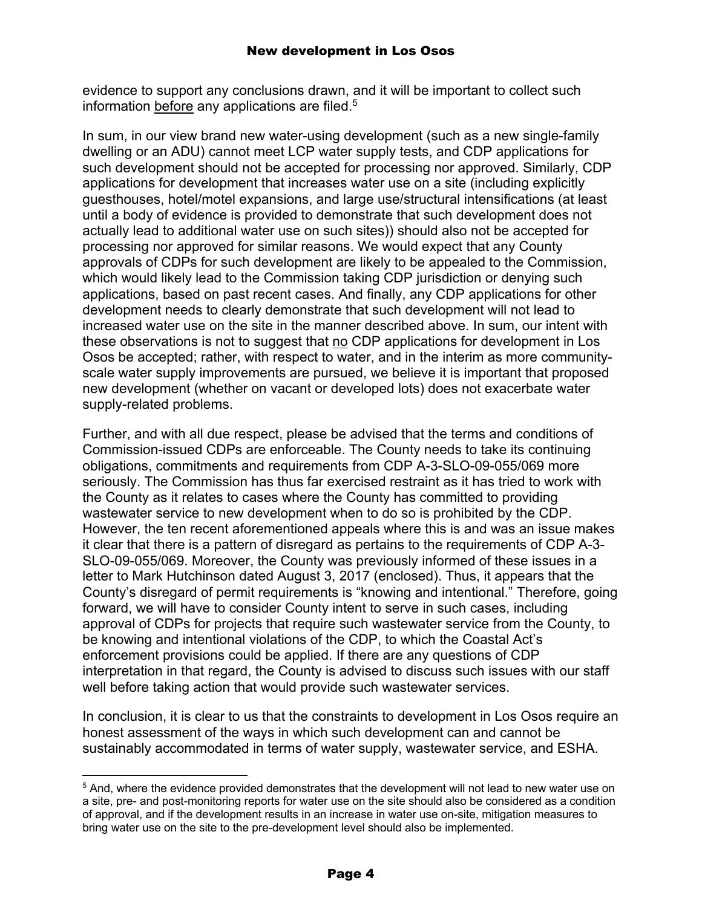evidence to support any conclusions drawn, and it will be important to collect such information <u>before</u> any applications are filed.[5]

In sum, in our view brand new water-using development (such as a new single-family dwelling or an ADU) cannot meet LCP water supply tests, and CDP applications for such development should not be accepted for processing nor approved. Similarly, CDP applications for development that increases water use on a site (including explicitly guesthouses, hotel/motel expansions, and large use/structural intensifications (at least until a body of evidence is provided to demonstrate that such development does not actually lead to additional water use on such sites)) should also not be accepted for processing nor approved for similar reasons. We would expect that any County approvals of CDPs for such development are likely to be appealed to the Commission, which would likely lead to the Commission taking CDP jurisdiction or denying such applications, based on past recent cases. And finally, any CDP applications for other development needs to clearly demonstrate that such development will not lead to increased water use on the site in the manner described above. In sum, our intent with these observations is not to suggest that <u>no</u> CDP applications for development in Los Osos be accepted; rather, with respect to water, and in the interim as more community-scale water supply improvements are pursued, we believe it is important that proposed new development (whether on vacant or developed lots) does not exacerbate water supply-related problems.

Further, and with all due respect, please be advised that the terms and conditions of Commission-issued CDPs are enforceable. The County needs to take its continuing obligations, commitments and requirements from CDP A-3-SLO-09-055/069 more seriously. The Commission has thus far exercised restraint as it has tried to work with the County as it relates to cases where the County has committed to providing wastewater service to new development when to do so is prohibited by the CDP. However, the ten recent aforementioned appeals where this is and was an issue makes it clear that there is a pattern of disregard as pertains to the requirements of CDP A-3-SLO-09-055/069. Moreover, the County was previously informed of these issues in a letter to Mark Hutchinson dated August 3, 2017 (enclosed). Thus, it appears that the County's disregard of permit requirements is "knowing and intentional." Therefore, going forward, we will have to consider County intent to serve in such cases, including approval of CDPs for projects that require such wastewater service from the County, to be knowing and intentional violations of the CDP, to which the Coastal Act's enforcement provisions could be applied. If there are any questions of CDP interpretation in that regard, the County is advised to discuss such issues with our staff well before taking action that would provide such wastewater services.

In conclusion, it is clear to us that the constraints to development in Los Osos require an honest assessment of the ways in which such development can and cannot be sustainably accommodated in terms of water supply, wastewater service, and ESHA.

---

[5] And, where the evidence provided demonstrates that the development will not lead to new water use on a site, pre- and post-monitoring reports for water use on the site should also be considered as a condition of approval, and if the development results in an increase in water use on-site, mitigation measures to bring water use on the site to the pre-development level should also be implemented.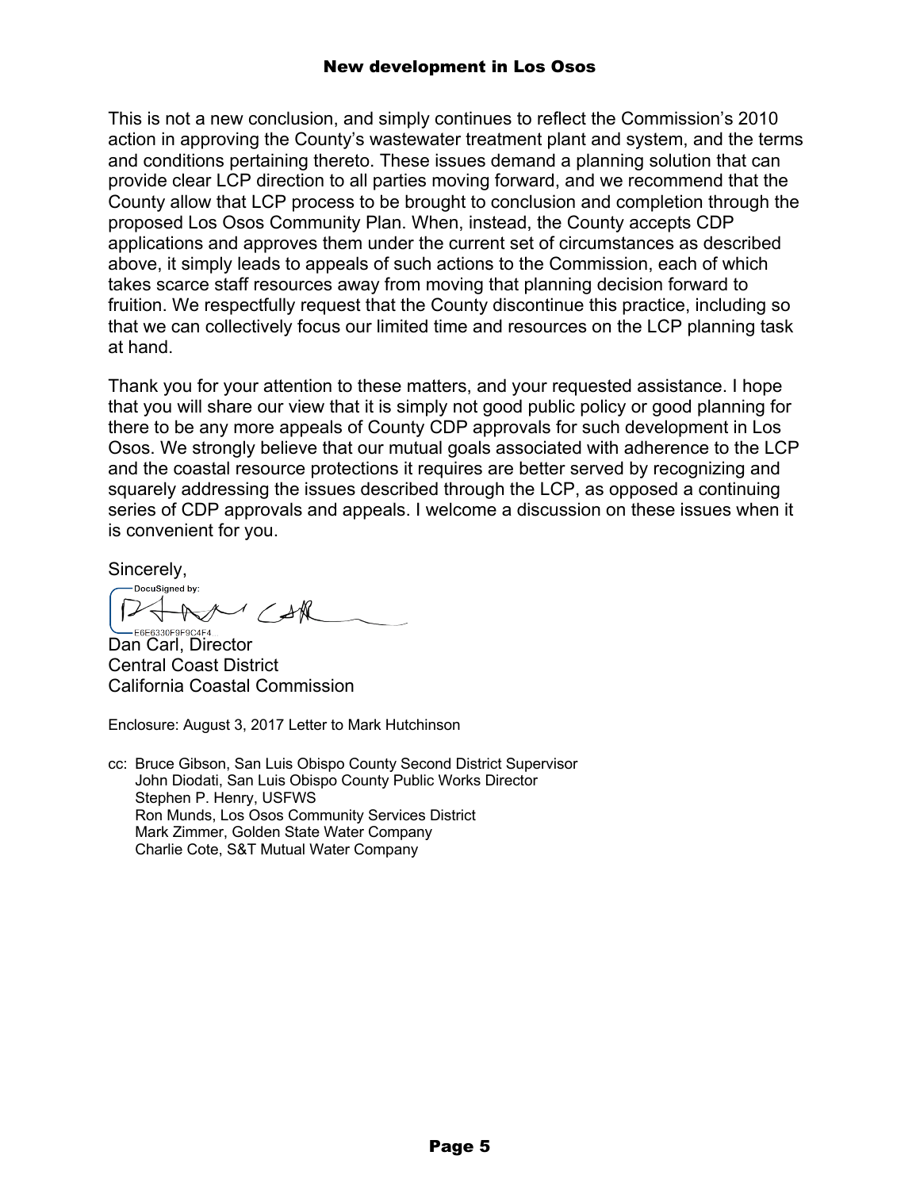This is not a new conclusion, and simply continues to reflect the Commission's 2010 action in approving the County's wastewater treatment plant and system, and the terms and conditions pertaining thereto. These issues demand a planning solution that can provide clear LCP direction to all parties moving forward, and we recommend that the County allow that LCP process to be brought to conclusion and completion through the proposed Los Osos Community Plan. When, instead, the County accepts CDP applications and approves them under the current set of circumstances as described above, it simply leads to appeals of such actions to the Commission, each of which takes scarce staff resources away from moving that planning decision forward to fruition. We respectfully request that the County discontinue this practice, including so that we can collectively focus our limited time and resources on the LCP planning task at hand.

Thank you for your attention to these matters, and your requested assistance. I hope that you will share our view that it is simply not good public policy or good planning for there to be any more appeals of County CDP approvals for such development in Los Osos. We strongly believe that our mutual goals associated with adherence to the LCP and the coastal resource protections it requires are better served by recognizing and squarely addressing the issues described through the LCP, as opposed a continuing series of CDP approvals and appeals. I welcome a discussion on these issues when it is convenient for you.

Sincerely,

DocuSigned by:
E6E6330F9F9C4F4

Dan Carl, Director
Central Coast District
California Coastal Commission

Enclosure: August 3, 2017 Letter to Mark Hutchinson

cc: Bruce Gibson, San Luis Obispo County Second District Supervisor
John Diodati, San Luis Obispo County Public Works Director
Stephen P. Henry, USFWS
Ron Munds, Los Osos Community Services District
Mark Zimmer, Golden State Water Company
Charlie Cote, S&T Mutual Water Company